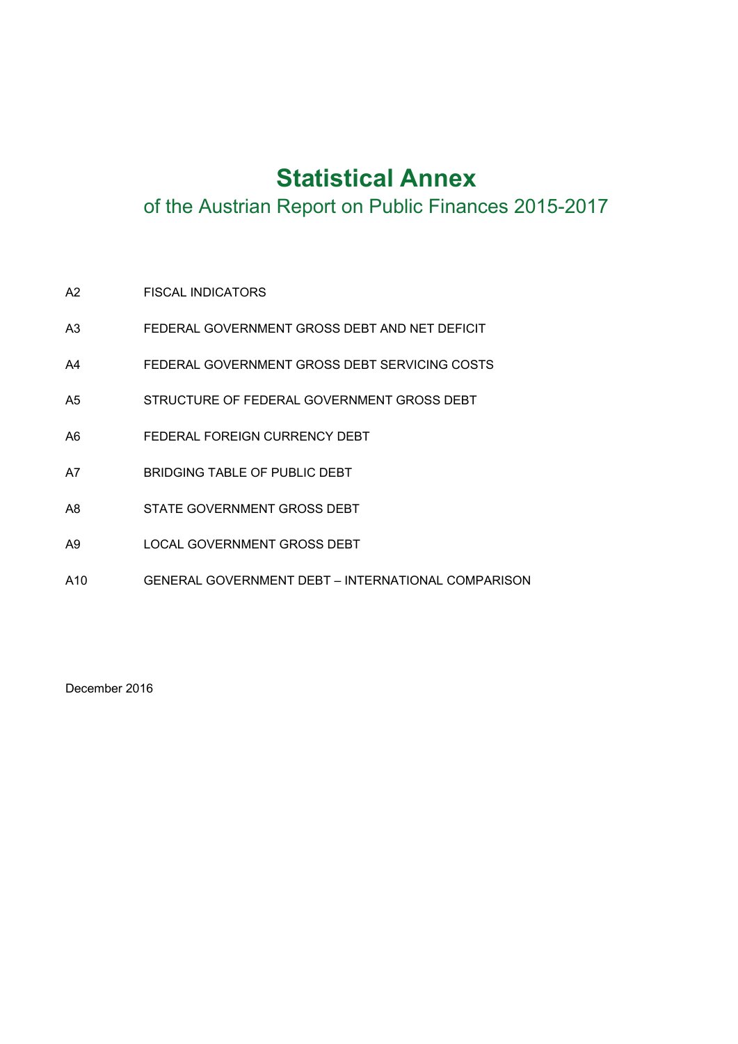# Statistical Annex

## of the Austrian Report on Public Finances 2015-2017

| | |
|---|---|
| A2 | FISCAL INDICATORS |
| A3 | FEDERAL GOVERNMENT GROSS DEBT AND NET DEFICIT |
| A4 | FEDERAL GOVERNMENT GROSS DEBT SERVICING COSTS |
| A5 | STRUCTURE OF FEDERAL GOVERNMENT GROSS DEBT |
| A6 | FEDERAL FOREIGN CURRENCY DEBT |
| A7 | BRIDGING TABLE OF PUBLIC DEBT |
| A8 | STATE GOVERNMENT GROSS DEBT |
| A9 | LOCAL GOVERNMENT GROSS DEBT |
| A10 | GENERAL GOVERNMENT DEBT – INTERNATIONAL COMPARISON |

December 2016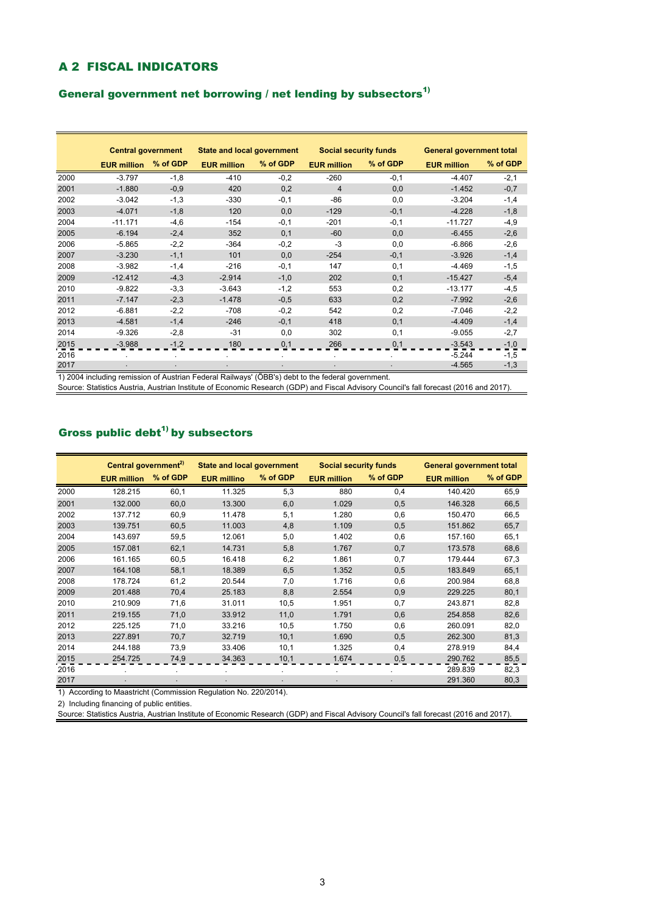# A 2 FISCAL INDICATORS

## General government net borrowing / net lending by subsectors[1)]

| | Central government | | State and local government | | Social security funds | | General government total | |
|---|---|---|---|---|---|---|---|---|
| | EUR million | % of GDP | EUR million | % of GDP | EUR million | % of GDP | EUR million | % of GDP |
| 2000 | -3.797 | -1,8 | -410 | -0,2 | -260 | -0,1 | -4.407 | -2,1 |
| 2001 | -1.880 | -0,9 | 420 | 0,2 | 4 | 0,0 | -1.452 | -0,7 |
| 2002 | -3.042 | -1,3 | -330 | -0,1 | -86 | 0,0 | -3.204 | -1,4 |
| 2003 | -4.071 | -1,8 | 120 | 0,0 | -129 | -0,1 | -4.228 | -1,8 |
| 2004 | -11.171 | -4,6 | -154 | -0,1 | -201 | -0,1 | -11.727 | -4,9 |
| 2005 | -6.194 | -2,4 | 352 | 0,1 | -60 | 0,0 | -6.455 | -2,6 |
| 2006 | -5.865 | -2,2 | -364 | -0,2 | -3 | 0,0 | -6.866 | -2,6 |
| 2007 | -3.230 | -1,1 | 101 | 0,0 | -254 | -0,1 | -3.926 | -1,4 |
| 2008 | -3.982 | -1,4 | -216 | -0,1 | 147 | 0,1 | -4.469 | -1,5 |
| 2009 | -12.412 | -4,3 | -2.914 | -1,0 | 202 | 0,1 | -15.427 | -5,4 |
| 2010 | -9.822 | -3,3 | -3.643 | -1,2 | 553 | 0,2 | -13.177 | -4,5 |
| 2011 | -7.147 | -2,3 | -1.478 | -0,5 | 633 | 0,2 | -7.992 | -2,6 |
| 2012 | -6.881 | -2,2 | -708 | -0,2 | 542 | 0,2 | -7.046 | -2,2 |
| 2013 | -4.581 | -1,4 | -246 | -0,1 | 418 | 0,1 | -4.409 | -1,4 |
| 2014 | -9.326 | -2,8 | -31 | 0,0 | 302 | 0,1 | -9.055 | -2,7 |
| 2015 | -3.988 | -1,2 | 180 | 0,1 | 266 | 0,1 | -3.543 | -1,0 |
| 2016 | . | . | . | . | . | . | -5.244 | -1,5 |
| 2017 | . | . | . | . | . | . | -4.565 | -1,3 |

1) 2004 including remission of Austrian Federal Railways' (ÖBB's) debt to the federal government.

Source: Statistics Austria, Austrian Institute of Economic Research (GDP) and Fiscal Advisory Council's fall forecast (2016 and 2017).

## Gross public debt[1)] by subsectors

| | Central government[2)] | | State and local government | | Social security funds | | General government total | |
|---|---|---|---|---|---|---|---|---|
| | EUR million | % of GDP | EUR millino | % of GDP | EUR million | % of GDP | EUR million | % of GDP |
| 2000 | 128.215 | 60,1 | 11.325 | 5,3 | 880 | 0,4 | 140.420 | 65,9 |
| 2001 | 132.000 | 60,0 | 13.300 | 6,0 | 1.029 | 0,5 | 146.328 | 66,5 |
| 2002 | 137.712 | 60,9 | 11.478 | 5,1 | 1.280 | 0,6 | 150.470 | 66,5 |
| 2003 | 139.751 | 60,5 | 11.003 | 4,8 | 1.109 | 0,5 | 151.862 | 65,7 |
| 2004 | 143.697 | 59,5 | 12.061 | 5,0 | 1.402 | 0,6 | 157.160 | 65,1 |
| 2005 | 157.081 | 62,1 | 14.731 | 5,8 | 1.767 | 0,7 | 173.578 | 68,6 |
| 2006 | 161.165 | 60,5 | 16.418 | 6,2 | 1.861 | 0,7 | 179.444 | 67,3 |
| 2007 | 164.108 | 58,1 | 18.389 | 6,5 | 1.352 | 0,5 | 183.849 | 65,1 |
| 2008 | 178.724 | 61,2 | 20.544 | 7,0 | 1.716 | 0,6 | 200.984 | 68,8 |
| 2009 | 201.488 | 70,4 | 25.183 | 8,8 | 2.554 | 0,9 | 229.225 | 80,1 |
| 2010 | 210.909 | 71,6 | 31.011 | 10,5 | 1.951 | 0,7 | 243.871 | 82,8 |
| 2011 | 219.155 | 71,0 | 33.912 | 11,0 | 1.791 | 0,6 | 254.858 | 82,6 |
| 2012 | 225.125 | 71,0 | 33.216 | 10,5 | 1.750 | 0,6 | 260.091 | 82,0 |
| 2013 | 227.891 | 70,7 | 32.719 | 10,1 | 1.690 | 0,5 | 262.300 | 81,3 |
| 2014 | 244.188 | 73,9 | 33.406 | 10,1 | 1.325 | 0,4 | 278.919 | 84,4 |
| 2015 | 254.725 | 74,9 | 34.363 | 10,1 | 1.674 | 0,5 | 290.762 | 85,5 |
| 2016 | . | . | . | . | . | . | 289.839 | 82,3 |
| 2017 | . | . | . | . | . | . | 291.360 | 80,3 |

1) According to Maastricht (Commission Regulation No. 220/2014).

2) Including financing of public entities.

Source: Statistics Austria, Austrian Institute of Economic Research (GDP) and Fiscal Advisory Council's fall forecast (2016 and 2017).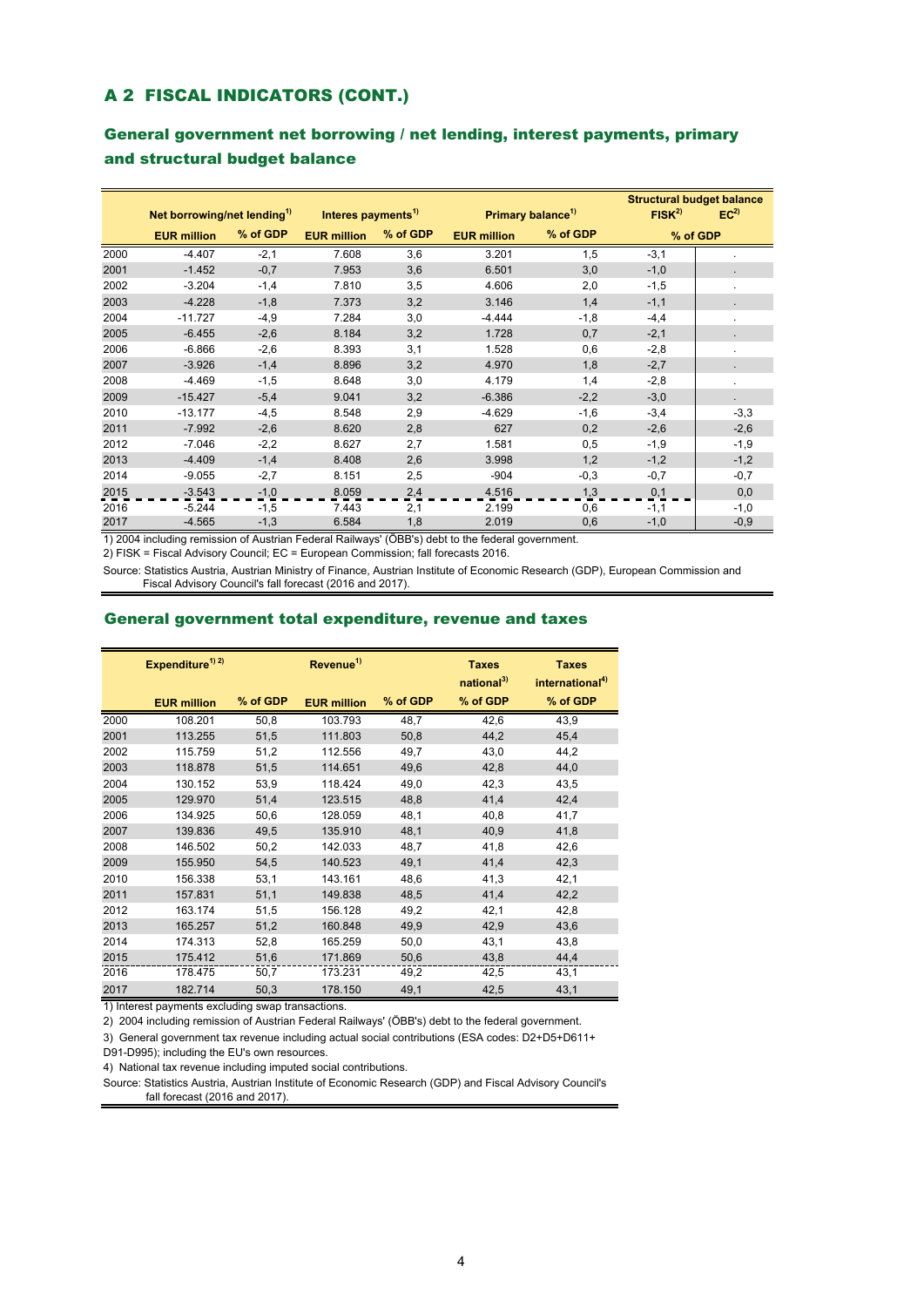## A 2 FISCAL INDICATORS (CONT.)

### General government net borrowing / net lending, interest payments, primary and structural budget balance

| | Net borrowing/net lending[1] | | Interes payments[1] | | Primary balance[1] | | Structural budget balance | |
|---|---|---|---|---|---|---|---|---|
| | | | | | | | FISK[2] | EC[2] |
| | EUR million | % of GDP | EUR million | % of GDP | EUR million | % of GDP | % of GDP | |
| 2000 | -4.407 | -2,1 | 7.608 | 3,6 | 3.201 | 1,5 | -3,1 | . |
| 2001 | -1.452 | -0,7 | 7.953 | 3,6 | 6.501 | 3,0 | -1,0 | . |
| 2002 | -3.204 | -1,4 | 7.810 | 3,5 | 4.606 | 2,0 | -1,5 | . |
| 2003 | -4.228 | -1,8 | 7.373 | 3,2 | 3.146 | 1,4 | -1,1 | . |
| 2004 | -11.727 | -4,9 | 7.284 | 3,0 | -4.444 | -1,8 | -4,4 | . |
| 2005 | -6.455 | -2,6 | 8.184 | 3,2 | 1.728 | 0,7 | -2,1 | . |
| 2006 | -6.866 | -2,6 | 8.393 | 3,1 | 1.528 | 0,6 | -2,8 | . |
| 2007 | -3.926 | -1,4 | 8.896 | 3,2 | 4.970 | 1,8 | -2,7 | . |
| 2008 | -4.469 | -1,5 | 8.648 | 3,0 | 4.179 | 1,4 | -2,8 | . |
| 2009 | -15.427 | -5,4 | 9.041 | 3,2 | -6.386 | -2,2 | -3,0 | . |
| 2010 | -13.177 | -4,5 | 8.548 | 2,9 | -4.629 | -1,6 | -3,4 | -3,3 |
| 2011 | -7.992 | -2,6 | 8.620 | 2,8 | 627 | 0,2 | -2,6 | -2,6 |
| 2012 | -7.046 | -2,2 | 8.627 | 2,7 | 1.581 | 0,5 | -1,9 | -1,9 |
| 2013 | -4.409 | -1,4 | 8.408 | 2,6 | 3.998 | 1,2 | -1,2 | -1,2 |
| 2014 | -9.055 | -2,7 | 8.151 | 2,5 | -904 | -0,3 | -0,7 | -0,7 |
| 2015 | -3.543 | -1,0 | 8.059 | 2,4 | 4.516 | 1,3 | 0,1 | 0,0 |
| 2016 | -5.244 | -1,5 | 7.443 | 2,1 | 2.199 | 0,6 | -1,1 | -1,0 |
| 2017 | -4.565 | -1,3 | 6.584 | 1,8 | 2.019 | 0,6 | -1,0 | -0,9 |

1) 2004 including remission of Austrian Federal Railways' (ÖBB's) debt to the federal government.

2) FISK = Fiscal Advisory Council; EC = European Commission; fall forecasts 2016.

Source: Statistics Austria, Austrian Ministry of Finance, Austrian Institute of Economic Research (GDP), European Commission and Fiscal Advisory Council's fall forecast (2016 and 2017).

### General government total expenditure, revenue and taxes

| | Expenditure[1) 2)] | | Revenue[1] | | Taxes national[3] | Taxes international[4] |
|---|---|---|---|---|---|---|
| | EUR million | % of GDP | EUR million | % of GDP | % of GDP | % of GDP |
| 2000 | 108.201 | 50,8 | 103.793 | 48,7 | 42,6 | 43,9 |
| 2001 | 113.255 | 51,5 | 111.803 | 50,8 | 44,2 | 45,4 |
| 2002 | 115.759 | 51,2 | 112.556 | 49,7 | 43,0 | 44,2 |
| 2003 | 118.878 | 51,5 | 114.651 | 49,6 | 42,8 | 44,0 |
| 2004 | 130.152 | 53,9 | 118.424 | 49,0 | 42,3 | 43,5 |
| 2005 | 129.970 | 51,4 | 123.515 | 48,8 | 41,4 | 42,4 |
| 2006 | 134.925 | 50,6 | 128.059 | 48,1 | 40,8 | 41,7 |
| 2007 | 139.836 | 49,5 | 135.910 | 48,1 | 40,9 | 41,8 |
| 2008 | 146.502 | 50,2 | 142.033 | 48,7 | 41,8 | 42,6 |
| 2009 | 155.950 | 54,5 | 140.523 | 49,1 | 41,4 | 42,3 |
| 2010 | 156.338 | 53,1 | 143.161 | 48,6 | 41,3 | 42,1 |
| 2011 | 157.831 | 51,1 | 149.838 | 48,5 | 41,4 | 42,2 |
| 2012 | 163.174 | 51,5 | 156.128 | 49,2 | 42,1 | 42,8 |
| 2013 | 165.257 | 51,2 | 160.848 | 49,9 | 42,9 | 43,6 |
| 2014 | 174.313 | 52,8 | 165.259 | 50,0 | 43,1 | 43,8 |
| 2015 | 175.412 | 51,6 | 171.869 | 50,6 | 43,8 | 44,4 |
| 2016 | 178.475 | 50,7 | 173.231 | 49,2 | 42,5 | 43,1 |
| 2017 | 182.714 | 50,3 | 178.150 | 49,1 | 42,5 | 43,1 |

1) Interest payments excluding swap transactions.

2) 2004 including remission of Austrian Federal Railways' (ÖBB's) debt to the federal government.

3) General government tax revenue including actual social contributions (ESA codes: D2+D5+D611+D91-D995); including the EU's own resources.

4) National tax revenue including imputed social contributions.

Source: Statistics Austria, Austrian Institute of Economic Research (GDP) and Fiscal Advisory Council's fall forecast (2016 and 2017).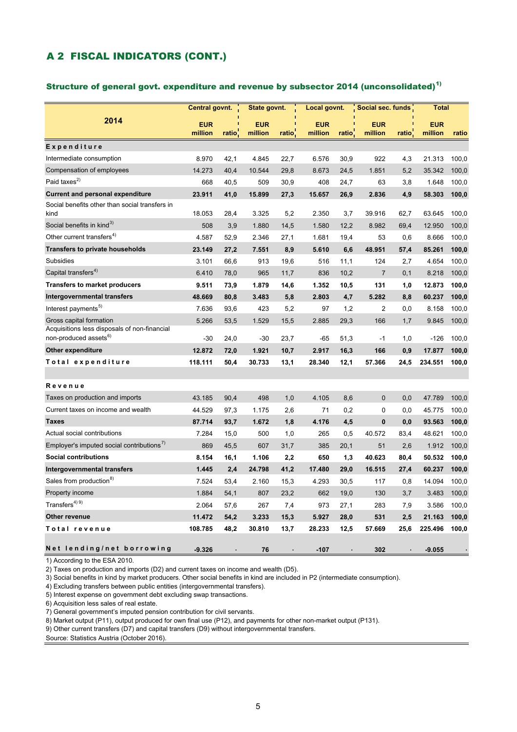# A 2 FISCAL INDICATORS (CONT.)

## Structure of general govt. expenditure and revenue by subsector 2014 (unconsolidated)[1)]

| 2014 | Central govnt. | | State govnt. | | Local govnt. | | Social sec. funds | | Total | |
|---|---|---|---|---|---|---|---|---|---|---|
| | EUR million | ratio | EUR million | ratio | EUR million | ratio | EUR million | ratio | EUR million | ratio |
| **Expenditure** | | | | | | | | | | |
| Intermediate consumption | 8.970 | 42,1 | 4.845 | 22,7 | 6.576 | 30,9 | 922 | 4,3 | 21.313 | 100,0 |
| Compensation of employees | 14.273 | 40,4 | 10.544 | 29,8 | 8.673 | 24,5 | 1.851 | 5,2 | 35.342 | 100,0 |
| Paid taxes[2)] | 668 | 40,5 | 509 | 30,9 | 408 | 24,7 | 63 | 3,8 | 1.648 | 100,0 |
| **Current and personal expenditure** | **23.911** | **41,0** | **15.899** | **27,3** | **15.657** | **26,9** | **2.836** | **4,9** | **58.303** | **100,0** |
| Social benefits other than social transfers in kind | 18.053 | 28,4 | 3.325 | 5,2 | 2.350 | 3,7 | 39.916 | 62,7 | 63.645 | 100,0 |
| Social benefits in kind[3)] | 508 | 3,9 | 1.880 | 14,5 | 1.580 | 12,2 | 8.982 | 69,4 | 12.950 | 100,0 |
| Other current transfers[4)] | 4.587 | 52,9 | 2.346 | 27,1 | 1.681 | 19,4 | 53 | 0,6 | 8.666 | 100,0 |
| **Transfers to private households** | **23.149** | **27,2** | **7.551** | **8,9** | **5.610** | **6,6** | **48.951** | **57,4** | **85.261** | **100,0** |
| Subsidies | 3.101 | 66,6 | 913 | 19,6 | 516 | 11,1 | 124 | 2,7 | 4.654 | 100,0 |
| Capital transfers[4)] | 6.410 | 78,0 | 965 | 11,7 | 836 | 10,2 | 7 | 0,1 | 8.218 | 100,0 |
| **Transfers to market producers** | **9.511** | **73,9** | **1.879** | **14,6** | **1.352** | **10,5** | **131** | **1,0** | **12.873** | **100,0** |
| **Intergovernmental transfers** | **48.669** | **80,8** | **3.483** | **5,8** | **2.803** | **4,7** | **5.282** | **8,8** | **60.237** | **100,0** |
| Interest payments[5)] | 7.636 | 93,6 | 423 | 5,2 | 97 | 1,2 | 2 | 0,0 | 8.158 | 100,0 |
| Gross capital formation | 5.266 | 53,5 | 1.529 | 15,5 | 2.885 | 29,3 | 166 | 1,7 | 9.845 | 100,0 |
| Acquisitions less disposals of non-financial non-produced assets[6)] | -30 | 24,0 | -30 | 23,7 | -65 | 51,3 | -1 | 1,0 | -126 | 100,0 |
| **Other expenditure** | **12.872** | **72,0** | **1.921** | **10,7** | **2.917** | **16,3** | **166** | **0,9** | **17.877** | **100,0** |
| **Total expenditure** | **118.111** | **50,4** | **30.733** | **13,1** | **28.340** | **12,1** | **57.366** | **24,5** | **234.551** | **100,0** |
| | | | | | | | | | | |
| **Revenue** | | | | | | | | | | |
| Taxes on production and imports | 43.185 | 90,4 | 498 | 1,0 | 4.105 | 8,6 | 0 | 0,0 | 47.789 | 100,0 |
| Current taxes on income and wealth | 44.529 | 97,3 | 1.175 | 2,6 | 71 | 0,2 | 0 | 0,0 | 45.775 | 100,0 |
| **Taxes** | **87.714** | **93,7** | **1.672** | **1,8** | **4.176** | **4,5** | **0** | **0,0** | **93.563** | **100,0** |
| Actual social contributions | 7.284 | 15,0 | 500 | 1,0 | 265 | 0,5 | 40.572 | 83,4 | 48.621 | 100,0 |
| Employer's imputed social contributions[7)] | 869 | 45,5 | 607 | 31,7 | 385 | 20,1 | 51 | 2,6 | 1.912 | 100,0 |
| **Social contributions** | **8.154** | **16,1** | **1.106** | **2,2** | **650** | **1,3** | **40.623** | **80,4** | **50.532** | **100,0** |
| **Intergovernmental transfers** | **1.445** | **2,4** | **24.798** | **41,2** | **17.480** | **29,0** | **16.515** | **27,4** | **60.237** | **100,0** |
| Sales from production[8)] | 7.524 | 53,4 | 2.160 | 15,3 | 4.293 | 30,5 | 117 | 0,8 | 14.094 | 100,0 |
| Property income | 1.884 | 54,1 | 807 | 23,2 | 662 | 19,0 | 130 | 3,7 | 3.483 | 100,0 |
| Transfers[4) 9)] | 2.064 | 57,6 | 267 | 7,4 | 973 | 27,1 | 283 | 7,9 | 3.586 | 100,0 |
| **Other revenue** | **11.472** | **54,2** | **3.233** | **15,3** | **5.927** | **28,0** | **531** | **2,5** | **21.163** | **100,0** |
| **Total revenue** | **108.785** | **48,2** | **30.810** | **13,7** | **28.233** | **12,5** | **57.669** | **25,6** | **225.496** | **100,0** |
| | | | | | | | | | | |
| **Net lending/net borrowing** | **-9.326** | . | **76** | . | **-107** | . | **302** | . | **-9.055** | . |

1) According to the ESA 2010.
2) Taxes on production and imports (D2) and current taxes on income and wealth (D5).
3) Social benefits in kind by market producers. Other social benefits in kind are included in P2 (intermediate consumption).
4) Excluding transfers between public entities (intergovernmental transfers).
5) Interest expense on government debt excluding swap transactions.
6) Acquisition less sales of real estate.
7) General government's imputed pension contribution for civil servants.
8) Market output (P11), output produced for own final use (P12), and payments for other non-market output (P131).
9) Other current transfers (D7) and capital transfers (D9) without intergovernmental transfers.
Source: Statistics Austria (October 2016).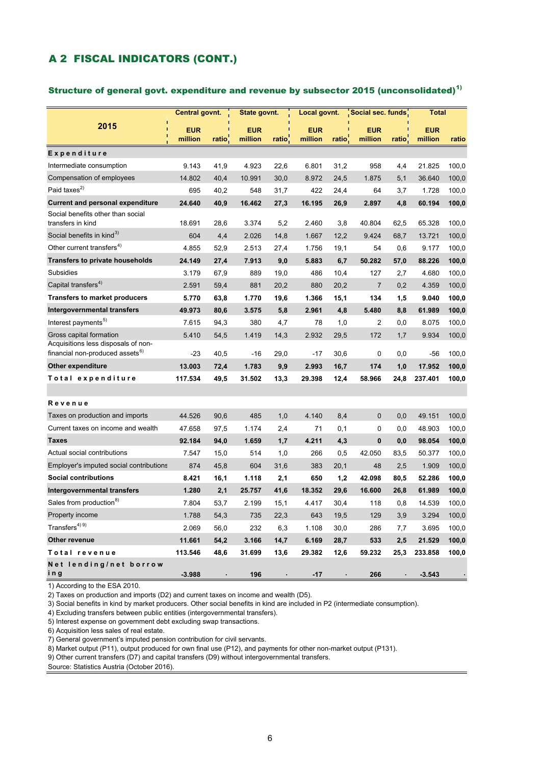## A 2 FISCAL INDICATORS (CONT.)

### Structure of general govt. expenditure and revenue by subsector 2015 (unconsolidated)[1]

| 2015 | Central govnt. | | State govnt. | | Local govnt. | | Social sec. funds | | Total | |
|---|---|---|---|---|---|---|---|---|---|---|
| | EUR million | ratio | EUR million | ratio | EUR million | ratio | EUR million | ratio | EUR million | ratio |
| **Expenditure** | | | | | | | | | | |
| Intermediate consumption | 9.143 | 41,9 | 4.923 | 22,6 | 6.801 | 31,2 | 958 | 4,4 | 21.825 | 100,0 |
| Compensation of employees | 14.802 | 40,4 | 10.991 | 30,0 | 8.972 | 24,5 | 1.875 | 5,1 | 36.640 | 100,0 |
| Paid taxes[2] | 695 | 40,2 | 548 | 31,7 | 422 | 24,4 | 64 | 3,7 | 1.728 | 100,0 |
| **Current and personal expenditure** | **24.640** | **40,9** | **16.462** | **27,3** | **16.195** | **26,9** | **2.897** | **4,8** | **60.194** | **100,0** |
| Social benefits other than social transfers in kind | 18.691 | 28,6 | 3.374 | 5,2 | 2.460 | 3,8 | 40.804 | 62,5 | 65.328 | 100,0 |
| Social benefits in kind[3] | 604 | 4,4 | 2.026 | 14,8 | 1.667 | 12,2 | 9.424 | 68,7 | 13.721 | 100,0 |
| Other current transfers[4] | 4.855 | 52,9 | 2.513 | 27,4 | 1.756 | 19,1 | 54 | 0,6 | 9.177 | 100,0 |
| **Transfers to private households** | **24.149** | **27,4** | **7.913** | **9,0** | **5.883** | **6,7** | **50.282** | **57,0** | **88.226** | **100,0** |
| Subsidies | 3.179 | 67,9 | 889 | 19,0 | 486 | 10,4 | 127 | 2,7 | 4.680 | 100,0 |
| Capital transfers[4] | 2.591 | 59,4 | 881 | 20,2 | 880 | 20,2 | 7 | 0,2 | 4.359 | 100,0 |
| **Transfers to market producers** | **5.770** | **63,8** | **1.770** | **19,6** | **1.366** | **15,1** | **134** | **1,5** | **9.040** | **100,0** |
| **Intergovernmental transfers** | **49.973** | **80,6** | **3.575** | **5,8** | **2.961** | **4,8** | **5.480** | **8,8** | **61.989** | **100,0** |
| Interest payments[5] | 7.615 | 94,3 | 380 | 4,7 | 78 | 1,0 | 2 | 0,0 | 8.075 | 100,0 |
| Gross capital formation | 5.410 | 54,5 | 1.419 | 14,3 | 2.932 | 29,5 | 172 | 1,7 | 9.934 | 100,0 |
| Acquisitions less disposals of non-financial non-produced assets[6] | -23 | 40,5 | -16 | 29,0 | -17 | 30,6 | 0 | 0,0 | -56 | 100,0 |
| **Other expenditure** | **13.003** | **72,4** | **1.783** | **9,9** | **2.993** | **16,7** | **174** | **1,0** | **17.952** | **100,0** |
| **Total expenditure** | **117.534** | **49,5** | **31.502** | **13,3** | **29.398** | **12,4** | **58.966** | **24,8** | **237.401** | **100,0** |
| **Revenue** | | | | | | | | | | |
| Taxes on production and imports | 44.526 | 90,6 | 485 | 1,0 | 4.140 | 8,4 | 0 | 0,0 | 49.151 | 100,0 |
| Current taxes on income and wealth | 47.658 | 97,5 | 1.174 | 2,4 | 71 | 0,1 | 0 | 0,0 | 48.903 | 100,0 |
| **Taxes** | **92.184** | **94,0** | **1.659** | **1,7** | **4.211** | **4,3** | **0** | **0,0** | **98.054** | **100,0** |
| Actual social contributions | 7.547 | 15,0 | 514 | 1,0 | 266 | 0,5 | 42.050 | 83,5 | 50.377 | 100,0 |
| Employer's imputed social contributions | 874 | 45,8 | 604 | 31,6 | 383 | 20,1 | 48 | 2,5 | 1.909 | 100,0 |
| **Social contributions** | **8.421** | **16,1** | **1.118** | **2,1** | **650** | **1,2** | **42.098** | **80,5** | **52.286** | **100,0** |
| **Intergovernmental transfers** | **1.280** | **2,1** | **25.757** | **41,6** | **18.352** | **29,6** | **16.600** | **26,8** | **61.989** | **100,0** |
| Sales from production[8] | 7.804 | 53,7 | 2.199 | 15,1 | 4.417 | 30,4 | 118 | 0,8 | 14.539 | 100,0 |
| Property income | 1.788 | 54,3 | 735 | 22,3 | 643 | 19,5 | 129 | 3,9 | 3.294 | 100,0 |
| Transfers[4) 9)] | 2.069 | 56,0 | 232 | 6,3 | 1.108 | 30,0 | 286 | 7,7 | 3.695 | 100,0 |
| **Other revenue** | **11.661** | **54,2** | **3.166** | **14,7** | **6.169** | **28,7** | **533** | **2,5** | **21.529** | **100,0** |
| **Total revenue** | **113.546** | **48,6** | **31.699** | **13,6** | **29.382** | **12,6** | **59.232** | **25,3** | **233.858** | **100,0** |
| **Net lending/net borrowing** | **-3.988** | . | **196** | . | **-17** | . | **266** | . | **-3.543** | . |

1) According to the ESA 2010.
2) Taxes on production and imports (D2) and current taxes on income and wealth (D5).
3) Social benefits in kind by market producers. Other social benefits in kind are included in P2 (intermediate consumption).
4) Excluding transfers between public entities (intergovernmental transfers).
5) Interest expense on government debt excluding swap transactions.
6) Acquisition less sales of real estate.
7) General government's imputed pension contribution for civil servants.
8) Market output (P11), output produced for own final use (P12), and payments for other non-market output (P131).
9) Other current transfers (D7) and capital transfers (D9) without intergovernmental transfers.
Source: Statistics Austria (October 2016).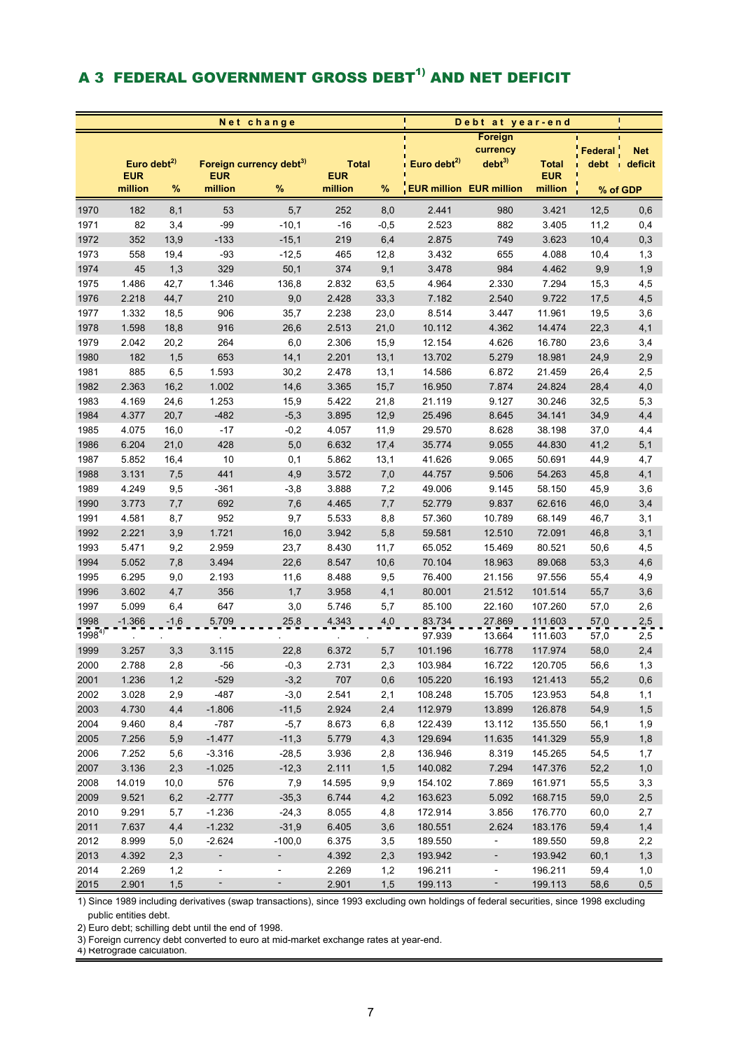# A 3 FEDERAL GOVERNMENT GROSS DEBT[1] AND NET DEFICIT

| | Net change | | | | | | Debt at year-end | | | | |
|---|---|---|---|---|---|---|---|---|---|---|---|
| | Euro debt[2] | | Foreign currency debt[3] | | Total | | Euro debt[2] | Foreign currency debt[3] | Total | Federal debt | Net deficit |
| | EUR million | % | EUR million | % | EUR million | % | EUR million | EUR million | EUR million | % of GDP | |
| 1970 | 182 | 8,1 | 53 | 5,7 | 252 | 8,0 | 2.441 | 980 | 3.421 | 12,5 | 0,6 |
| 1971 | 82 | 3,4 | -99 | -10,1 | -16 | -0,5 | 2.523 | 882 | 3.405 | 11,2 | 0,4 |
| 1972 | 352 | 13,9 | -133 | -15,1 | 219 | 6,4 | 2.875 | 749 | 3.623 | 10,4 | 0,3 |
| 1973 | 558 | 19,4 | -93 | -12,5 | 465 | 12,8 | 3.432 | 655 | 4.088 | 10,4 | 1,3 |
| 1974 | 45 | 1,3 | 329 | 50,1 | 374 | 9,1 | 3.478 | 984 | 4.462 | 9,9 | 1,9 |
| 1975 | 1.486 | 42,7 | 1.346 | 136,8 | 2.832 | 63,5 | 4.964 | 2.330 | 7.294 | 15,3 | 4,5 |
| 1976 | 2.218 | 44,7 | 210 | 9,0 | 2.428 | 33,3 | 7.182 | 2.540 | 9.722 | 17,5 | 4,5 |
| 1977 | 1.332 | 18,5 | 906 | 35,7 | 2.238 | 23,0 | 8.514 | 3.447 | 11.961 | 19,5 | 3,6 |
| 1978 | 1.598 | 18,8 | 916 | 26,6 | 2.513 | 21,0 | 10.112 | 4.362 | 14.474 | 22,3 | 4,1 |
| 1979 | 2.042 | 20,2 | 264 | 6,0 | 2.306 | 15,9 | 12.154 | 4.626 | 16.780 | 23,6 | 3,4 |
| 1980 | 182 | 1,5 | 653 | 14,1 | 2.201 | 13,1 | 13.702 | 5.279 | 18.981 | 24,9 | 2,9 |
| 1981 | 885 | 6,5 | 1.593 | 30,2 | 2.478 | 13,1 | 14.586 | 6.872 | 21.459 | 26,4 | 2,5 |
| 1982 | 2.363 | 16,2 | 1.002 | 14,6 | 3.365 | 15,7 | 16.950 | 7.874 | 24.824 | 28,4 | 4,0 |
| 1983 | 4.169 | 24,6 | 1.253 | 15,9 | 5.422 | 21,8 | 21.119 | 9.127 | 30.246 | 32,5 | 5,3 |
| 1984 | 4.377 | 20,7 | -482 | -5,3 | 3.895 | 12,9 | 25.496 | 8.645 | 34.141 | 34,9 | 4,4 |
| 1985 | 4.075 | 16,0 | -17 | -0,2 | 4.057 | 11,9 | 29.570 | 8.628 | 38.198 | 37,0 | 4,4 |
| 1986 | 6.204 | 21,0 | 428 | 5,0 | 6.632 | 17,4 | 35.774 | 9.055 | 44.830 | 41,2 | 5,1 |
| 1987 | 5.852 | 16,4 | 10 | 0,1 | 5.862 | 13,1 | 41.626 | 9.065 | 50.691 | 44,9 | 4,7 |
| 1988 | 3.131 | 7,5 | 441 | 4,9 | 3.572 | 7,0 | 44.757 | 9.506 | 54.263 | 45,8 | 4,1 |
| 1989 | 4.249 | 9,5 | -361 | -3,8 | 3.888 | 7,2 | 49.006 | 9.145 | 58.150 | 45,9 | 3,6 |
| 1990 | 3.773 | 7,7 | 692 | 7,6 | 4.465 | 7,7 | 52.779 | 9.837 | 62.616 | 46,0 | 3,4 |
| 1991 | 4.581 | 8,7 | 952 | 9,7 | 5.533 | 8,8 | 57.360 | 10.789 | 68.149 | 46,7 | 3,1 |
| 1992 | 2.221 | 3,9 | 1.721 | 16,0 | 3.942 | 5,8 | 59.581 | 12.510 | 72.091 | 46,8 | 3,1 |
| 1993 | 5.471 | 9,2 | 2.959 | 23,7 | 8.430 | 11,7 | 65.052 | 15.469 | 80.521 | 50,6 | 4,5 |
| 1994 | 5.052 | 7,8 | 3.494 | 22,6 | 8.547 | 10,6 | 70.104 | 18.963 | 89.068 | 53,3 | 4,6 |
| 1995 | 6.295 | 9,0 | 2.193 | 11,6 | 8.488 | 9,5 | 76.400 | 21.156 | 97.556 | 55,4 | 4,9 |
| 1996 | 3.602 | 4,7 | 356 | 1,7 | 3.958 | 4,1 | 80.001 | 21.512 | 101.514 | 55,7 | 3,6 |
| 1997 | 5.099 | 6,4 | 647 | 3,0 | 5.746 | 5,7 | 85.100 | 22.160 | 107.260 | 57,0 | 2,6 |
| 1998 | -1.366 | -1,6 | 5.709 | 25,8 | 4.343 | 4,0 | 83.734 | 27.869 | 111.603 | 57,0 | 2,5 |
| 1998[4] | . | . | . | . | . | . | 97.939 | 13.664 | 111.603 | 57,0 | 2,5 |
| 1999 | 3.257 | 3,3 | 3.115 | 22,8 | 6.372 | 5,7 | 101.196 | 16.778 | 117.974 | 58,0 | 2,4 |
| 2000 | 2.788 | 2,8 | -56 | -0,3 | 2.731 | 2,3 | 103.984 | 16.722 | 120.705 | 56,6 | 1,3 |
| 2001 | 1.236 | 1,2 | -529 | -3,2 | 707 | 0,6 | 105.220 | 16.193 | 121.413 | 55,2 | 0,6 |
| 2002 | 3.028 | 2,9 | -487 | -3,0 | 2.541 | 2,1 | 108.248 | 15.705 | 123.953 | 54,8 | 1,1 |
| 2003 | 4.730 | 4,4 | -1.806 | -11,5 | 2.924 | 2,4 | 112.979 | 13.899 | 126.878 | 54,9 | 1,5 |
| 2004 | 9.460 | 8,4 | -787 | -5,7 | 8.673 | 6,8 | 122.439 | 13.112 | 135.550 | 56,1 | 1,9 |
| 2005 | 7.256 | 5,9 | -1.477 | -11,3 | 5.779 | 4,3 | 129.694 | 11.635 | 141.329 | 55,9 | 1,8 |
| 2006 | 7.252 | 5,6 | -3.316 | -28,5 | 3.936 | 2,8 | 136.946 | 8.319 | 145.265 | 54,5 | 1,7 |
| 2007 | 3.136 | 2,3 | -1.025 | -12,3 | 2.111 | 1,5 | 140.082 | 7.294 | 147.376 | 52,2 | 1,0 |
| 2008 | 14.019 | 10,0 | 576 | 7,9 | 14.595 | 9,9 | 154.102 | 7.869 | 161.971 | 55,5 | 3,3 |
| 2009 | 9.521 | 6,2 | -2.777 | -35,3 | 6.744 | 4,2 | 163.623 | 5.092 | 168.715 | 59,0 | 2,5 |
| 2010 | 9.291 | 5,7 | -1.236 | -24,3 | 8.055 | 4,8 | 172.914 | 3.856 | 176.770 | 60,0 | 2,7 |
| 2011 | 7.637 | 4,4 | -1.232 | -31,9 | 6.405 | 3,6 | 180.551 | 2.624 | 183.176 | 59,4 | 1,4 |
| 2012 | 8.999 | 5,0 | -2.624 | -100,0 | 6.375 | 3,5 | 189.550 | - | 189.550 | 59,8 | 2,2 |
| 2013 | 4.392 | 2,3 | - | - | 4.392 | 2,3 | 193.942 | - | 193.942 | 60,1 | 1,3 |
| 2014 | 2.269 | 1,2 | - | - | 2.269 | 1,2 | 196.211 | - | 196.211 | 59,4 | 1,0 |
| 2015 | 2.901 | 1,5 | - | - | 2.901 | 1,5 | 199.113 | - | 199.113 | 58,6 | 0,5 |

1) Since 1989 including derivatives (swap transactions), since 1993 excluding own holdings of federal securities, since 1998 excluding public entities debt.

2) Euro debt; schilling debt until the end of 1998.

3) Foreign currency debt converted to euro at mid-market exchange rates at year-end.

4) Retrograde calculation.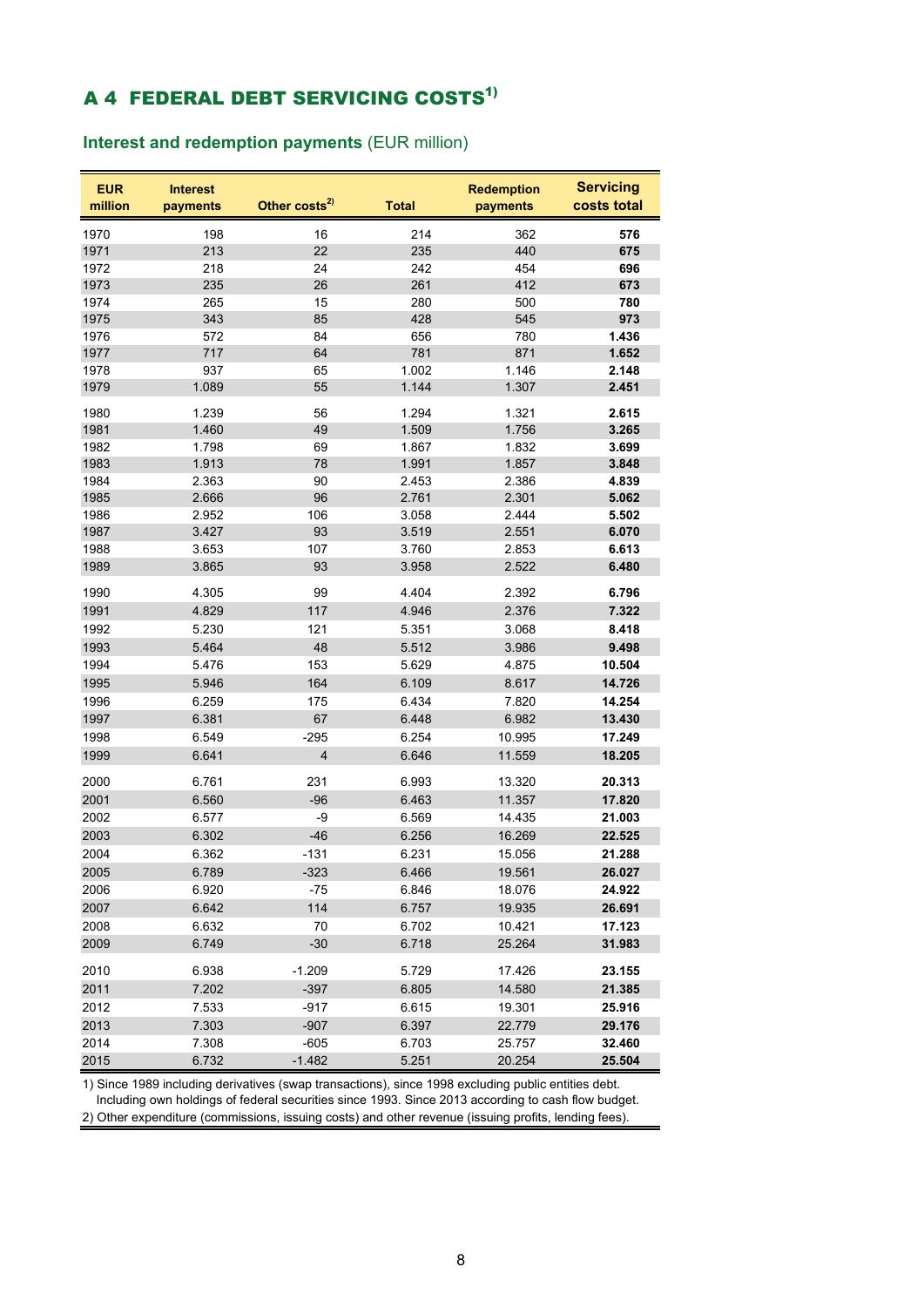# A 4 FEDERAL DEBT SERVICING COSTS[1)]

## Interest and redemption payments (EUR million)

| EUR million | Interest payments | Other costs[2)] | Total | Redemption payments | Servicing costs total |
|---|---|---|---|---|---|
| 1970 | 198 | 16 | 214 | 362 | **576** |
| 1971 | 213 | 22 | 235 | 440 | **675** |
| 1972 | 218 | 24 | 242 | 454 | **696** |
| 1973 | 235 | 26 | 261 | 412 | **673** |
| 1974 | 265 | 15 | 280 | 500 | **780** |
| 1975 | 343 | 85 | 428 | 545 | **973** |
| 1976 | 572 | 84 | 656 | 780 | **1.436** |
| 1977 | 717 | 64 | 781 | 871 | **1.652** |
| 1978 | 937 | 65 | 1.002 | 1.146 | **2.148** |
| 1979 | 1.089 | 55 | 1.144 | 1.307 | **2.451** |
| 1980 | 1.239 | 56 | 1.294 | 1.321 | **2.615** |
| 1981 | 1.460 | 49 | 1.509 | 1.756 | **3.265** |
| 1982 | 1.798 | 69 | 1.867 | 1.832 | **3.699** |
| 1983 | 1.913 | 78 | 1.991 | 1.857 | **3.848** |
| 1984 | 2.363 | 90 | 2.453 | 2.386 | **4.839** |
| 1985 | 2.666 | 96 | 2.761 | 2.301 | **5.062** |
| 1986 | 2.952 | 106 | 3.058 | 2.444 | **5.502** |
| 1987 | 3.427 | 93 | 3.519 | 2.551 | **6.070** |
| 1988 | 3.653 | 107 | 3.760 | 2.853 | **6.613** |
| 1989 | 3.865 | 93 | 3.958 | 2.522 | **6.480** |
| 1990 | 4.305 | 99 | 4.404 | 2.392 | **6.796** |
| 1991 | 4.829 | 117 | 4.946 | 2.376 | **7.322** |
| 1992 | 5.230 | 121 | 5.351 | 3.068 | **8.418** |
| 1993 | 5.464 | 48 | 5.512 | 3.986 | **9.498** |
| 1994 | 5.476 | 153 | 5.629 | 4.875 | **10.504** |
| 1995 | 5.946 | 164 | 6.109 | 8.617 | **14.726** |
| 1996 | 6.259 | 175 | 6.434 | 7.820 | **14.254** |
| 1997 | 6.381 | 67 | 6.448 | 6.982 | **13.430** |
| 1998 | 6.549 | -295 | 6.254 | 10.995 | **17.249** |
| 1999 | 6.641 | 4 | 6.646 | 11.559 | **18.205** |
| 2000 | 6.761 | 231 | 6.993 | 13.320 | **20.313** |
| 2001 | 6.560 | -96 | 6.463 | 11.357 | **17.820** |
| 2002 | 6.577 | -9 | 6.569 | 14.435 | **21.003** |
| 2003 | 6.302 | -46 | 6.256 | 16.269 | **22.525** |
| 2004 | 6.362 | -131 | 6.231 | 15.056 | **21.288** |
| 2005 | 6.789 | -323 | 6.466 | 19.561 | **26.027** |
| 2006 | 6.920 | -75 | 6.846 | 18.076 | **24.922** |
| 2007 | 6.642 | 114 | 6.757 | 19.935 | **26.691** |
| 2008 | 6.632 | 70 | 6.702 | 10.421 | **17.123** |
| 2009 | 6.749 | -30 | 6.718 | 25.264 | **31.983** |
| 2010 | 6.938 | -1.209 | 5.729 | 17.426 | **23.155** |
| 2011 | 7.202 | -397 | 6.805 | 14.580 | **21.385** |
| 2012 | 7.533 | -917 | 6.615 | 19.301 | **25.916** |
| 2013 | 7.303 | -907 | 6.397 | 22.779 | **29.176** |
| 2014 | 7.308 | -605 | 6.703 | 25.757 | **32.460** |
| 2015 | 6.732 | -1.482 | 5.251 | 20.254 | **25.504** |

1) Since 1989 including derivatives (swap transactions), since 1998 excluding public entities debt. Including own holdings of federal securities since 1993. Since 2013 according to cash flow budget.
2) Other expenditure (commissions, issuing costs) and other revenue (issuing profits, lending fees).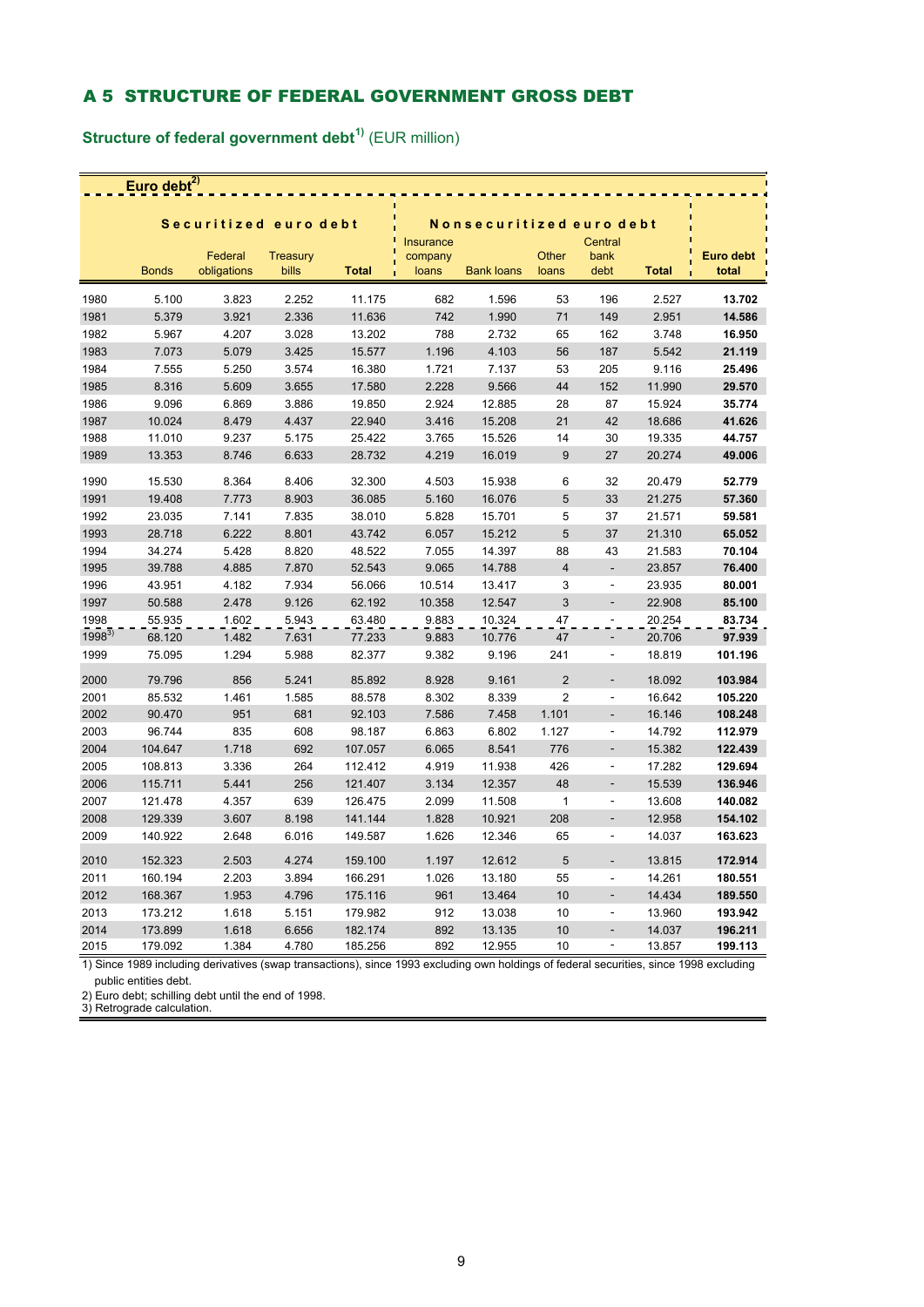## A 5 STRUCTURE OF FEDERAL GOVERNMENT GROSS DEBT

**Structure of federal government debt[1)]** (EUR million)

| | Euro debt[2)] | | | | | | | | | |
|---|---|---|---|---|---|---|---|---|---|---|
| | Securitized euro debt | | | | Nonsecuritized euro debt | | | | | |
| | Bonds | Federal obligations | Treasury bills | Total | Insurance company loans | Bank loans | Other loans | Central bank debt | Total | Euro debt total |
| 1980 | 5.100 | 3.823 | 2.252 | 11.175 | 682 | 1.596 | 53 | 196 | 2.527 | **13.702** |
| 1981 | 5.379 | 3.921 | 2.336 | 11.636 | 742 | 1.990 | 71 | 149 | 2.951 | **14.586** |
| 1982 | 5.967 | 4.207 | 3.028 | 13.202 | 788 | 2.732 | 65 | 162 | 3.748 | **16.950** |
| 1983 | 7.073 | 5.079 | 3.425 | 15.577 | 1.196 | 4.103 | 56 | 187 | 5.542 | **21.119** |
| 1984 | 7.555 | 5.250 | 3.574 | 16.380 | 1.721 | 7.137 | 53 | 205 | 9.116 | **25.496** |
| 1985 | 8.316 | 5.609 | 3.655 | 17.580 | 2.228 | 9.566 | 44 | 152 | 11.990 | **29.570** |
| 1986 | 9.096 | 6.869 | 3.886 | 19.850 | 2.924 | 12.885 | 28 | 87 | 15.924 | **35.774** |
| 1987 | 10.024 | 8.479 | 4.437 | 22.940 | 3.416 | 15.208 | 21 | 42 | 18.686 | **41.626** |
| 1988 | 11.010 | 9.237 | 5.175 | 25.422 | 3.765 | 15.526 | 14 | 30 | 19.335 | **44.757** |
| 1989 | 13.353 | 8.746 | 6.633 | 28.732 | 4.219 | 16.019 | 9 | 27 | 20.274 | **49.006** |
| 1990 | 15.530 | 8.364 | 8.406 | 32.300 | 4.503 | 15.938 | 6 | 32 | 20.479 | **52.779** |
| 1991 | 19.408 | 7.773 | 8.903 | 36.085 | 5.160 | 16.076 | 5 | 33 | 21.275 | **57.360** |
| 1992 | 23.035 | 7.141 | 7.835 | 38.010 | 5.828 | 15.701 | 5 | 37 | 21.571 | **59.581** |
| 1993 | 28.718 | 6.222 | 8.801 | 43.742 | 6.057 | 15.212 | 5 | 37 | 21.310 | **65.052** |
| 1994 | 34.274 | 5.428 | 8.820 | 48.522 | 7.055 | 14.397 | 88 | 43 | 21.583 | **70.104** |
| 1995 | 39.788 | 4.885 | 7.870 | 52.543 | 9.065 | 14.788 | 4 | - | 23.857 | **76.400** |
| 1996 | 43.951 | 4.182 | 7.934 | 56.066 | 10.514 | 13.417 | 3 | - | 23.935 | **80.001** |
| 1997 | 50.588 | 2.478 | 9.126 | 62.192 | 10.358 | 12.547 | 3 | - | 22.908 | **85.100** |
| 1998 | 55.935 | 1.602 | 5.943 | 63.480 | 9.883 | 10.324 | 47 | - | 20.254 | **83.734** |
| 1998[3)] | 68.120 | 1.482 | 7.631 | 77.233 | 9.883 | 10.776 | 47 | - | 20.706 | **97.939** |
| 1999 | 75.095 | 1.294 | 5.988 | 82.377 | 9.382 | 9.196 | 241 | - | 18.819 | **101.196** |
| 2000 | 79.796 | 856 | 5.241 | 85.892 | 8.928 | 9.161 | 2 | - | 18.092 | **103.984** |
| 2001 | 85.532 | 1.461 | 1.585 | 88.578 | 8.302 | 8.339 | 2 | - | 16.642 | **105.220** |
| 2002 | 90.470 | 951 | 681 | 92.103 | 7.586 | 7.458 | 1.101 | - | 16.146 | **108.248** |
| 2003 | 96.744 | 835 | 608 | 98.187 | 6.863 | 6.802 | 1.127 | - | 14.792 | **112.979** |
| 2004 | 104.647 | 1.718 | 692 | 107.057 | 6.065 | 8.541 | 776 | - | 15.382 | **122.439** |
| 2005 | 108.813 | 3.336 | 264 | 112.412 | 4.919 | 11.938 | 426 | - | 17.282 | **129.694** |
| 2006 | 115.711 | 5.441 | 256 | 121.407 | 3.134 | 12.357 | 48 | - | 15.539 | **136.946** |
| 2007 | 121.478 | 4.357 | 639 | 126.475 | 2.099 | 11.508 | 1 | - | 13.608 | **140.082** |
| 2008 | 129.339 | 3.607 | 8.198 | 141.144 | 1.828 | 10.921 | 208 | - | 12.958 | **154.102** |
| 2009 | 140.922 | 2.648 | 6.016 | 149.587 | 1.626 | 12.346 | 65 | - | 14.037 | **163.623** |
| 2010 | 152.323 | 2.503 | 4.274 | 159.100 | 1.197 | 12.612 | 5 | - | 13.815 | **172.914** |
| 2011 | 160.194 | 2.203 | 3.894 | 166.291 | 1.026 | 13.180 | 55 | - | 14.261 | **180.551** |
| 2012 | 168.367 | 1.953 | 4.796 | 175.116 | 961 | 13.464 | 10 | - | 14.434 | **189.550** |
| 2013 | 173.212 | 1.618 | 5.151 | 179.982 | 912 | 13.038 | 10 | - | 13.960 | **193.942** |
| 2014 | 173.899 | 1.618 | 6.656 | 182.174 | 892 | 13.135 | 10 | - | 14.037 | **196.211** |
| 2015 | 179.092 | 1.384 | 4.780 | 185.256 | 892 | 12.955 | 10 | - | 13.857 | **199.113** |

1) Since 1989 including derivatives (swap transactions), since 1993 excluding own holdings of federal securities, since 1998 excluding public entities debt.
2) Euro debt; schilling debt until the end of 1998.
3) Retrograde calculation.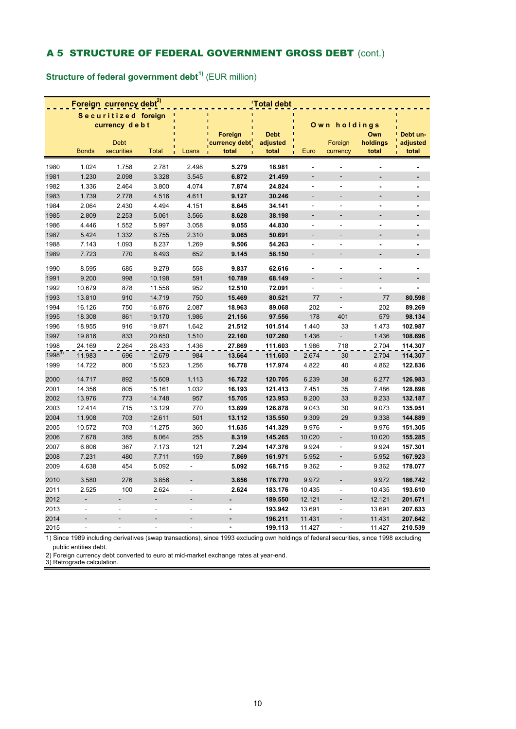## A 5 STRUCTURE OF FEDERAL GOVERNMENT GROSS DEBT (cont.)

**Structure of federal government debt**[1] (EUR million)

| | Foreign currency debt[2] | | | | | Total debt | | | | |
|---|---|---|---|---|---|---|---|---|---|---|
| | Securitized foreign currency debt | | | | | | Own holdings | | | |
| | Bonds | Debt securities | Total | Loans | Foreign currency debt total | Debt adjusted total | Euro | Foreign currency | Own holdings total | Debt un-adjusted total |
| 1980 | 1.024 | 1.758 | 2.781 | 2.498 | **5.279** | **18.981** | - | - | **-** | **-** |
| 1981 | 1.230 | 2.098 | 3.328 | 3.545 | **6.872** | **21.459** | - | - | **-** | **-** |
| 1982 | 1.336 | 2.464 | 3.800 | 4.074 | **7.874** | **24.824** | - | - | **-** | **-** |
| 1983 | 1.739 | 2.778 | 4.516 | 4.611 | **9.127** | **30.246** | - | - | **-** | **-** |
| 1984 | 2.064 | 2.430 | 4.494 | 4.151 | **8.645** | **34.141** | - | - | **-** | **-** |
| 1985 | 2.809 | 2.253 | 5.061 | 3.566 | **8.628** | **38.198** | - | - | **-** | **-** |
| 1986 | 4.446 | 1.552 | 5.997 | 3.058 | **9.055** | **44.830** | - | - | **-** | **-** |
| 1987 | 5.424 | 1.332 | 6.755 | 2.310 | **9.065** | **50.691** | - | - | **-** | **-** |
| 1988 | 7.143 | 1.093 | 8.237 | 1.269 | **9.506** | **54.263** | - | - | **-** | **-** |
| 1989 | 7.723 | 770 | 8.493 | 652 | **9.145** | **58.150** | - | - | **-** | **-** |
| 1990 | 8.595 | 685 | 9.279 | 558 | **9.837** | **62.616** | - | - | **-** | **-** |
| 1991 | 9.200 | 998 | 10.198 | 591 | **10.789** | **68.149** | - | - | **-** | **-** |
| 1992 | 10.679 | 878 | 11.558 | 952 | **12.510** | **72.091** | - | - | **-** | **-** |
| 1993 | 13.810 | 910 | 14.719 | 750 | **15.469** | **80.521** | 77 | - | 77 | **80.598** |
| 1994 | 16.126 | 750 | 16.876 | 2.087 | **18.963** | **89.068** | 202 | - | 202 | **89.269** |
| 1995 | 18.308 | 861 | 19.170 | 1.986 | **21.156** | **97.556** | 178 | 401 | 579 | **98.134** |
| 1996 | 18.955 | 916 | 19.871 | 1.642 | **21.512** | **101.514** | 1.440 | 33 | 1.473 | **102.987** |
| 1997 | 19.816 | 833 | 20.650 | 1.510 | **22.160** | **107.260** | 1.436 | - | 1.436 | **108.696** |
| 1998 | 24.169 | 2.264 | 26.433 | 1.436 | **27.869** | **111.603** | 1.986 | 718 | 2.704 | **114.307** |
| 1998[3] | 11.983 | 696 | 12.679 | 984 | **13.664** | **111.603** | 2.674 | 30 | 2.704 | **114.307** |
| 1999 | 14.722 | 800 | 15.523 | 1.256 | **16.778** | **117.974** | 4.822 | 40 | 4.862 | **122.836** |
| 2000 | 14.717 | 892 | 15.609 | 1.113 | **16.722** | **120.705** | 6.239 | 38 | 6.277 | **126.983** |
| 2001 | 14.356 | 805 | 15.161 | 1.032 | **16.193** | **121.413** | 7.451 | 35 | 7.486 | **128.898** |
| 2002 | 13.976 | 773 | 14.748 | 957 | **15.705** | **123.953** | 8.200 | 33 | 8.233 | **132.187** |
| 2003 | 12.414 | 715 | 13.129 | 770 | **13.899** | **126.878** | 9.043 | 30 | 9.073 | **135.951** |
| 2004 | 11.908 | 703 | 12.611 | 501 | **13.112** | **135.550** | 9.309 | 29 | 9.338 | **144.889** |
| 2005 | 10.572 | 703 | 11.275 | 360 | **11.635** | **141.329** | 9.976 | - | 9.976 | **151.305** |
| 2006 | 7.678 | 385 | 8.064 | 255 | **8.319** | **145.265** | 10.020 | - | 10.020 | **155.285** |
| 2007 | 6.806 | 367 | 7.173 | 121 | **7.294** | **147.376** | 9.924 | - | 9.924 | **157.301** |
| 2008 | 7.231 | 480 | 7.711 | 159 | **7.869** | **161.971** | 5.952 | - | 5.952 | **167.923** |
| 2009 | 4.638 | 454 | 5.092 | - | **5.092** | **168.715** | 9.362 | - | 9.362 | **178.077** |
| 2010 | 3.580 | 276 | 3.856 | - | **3.856** | **176.770** | 9.972 | - | 9.972 | **186.742** |
| 2011 | 2.525 | 100 | 2.624 | - | **2.624** | **183.176** | 10.435 | - | 10.435 | **193.610** |
| 2012 | - | - | - | - | **-** | **189.550** | 12.121 | - | 12.121 | **201.671** |
| 2013 | - | - | - | - | **-** | **193.942** | 13.691 | - | 13.691 | **207.633** |
| 2014 | - | - | - | - | **-** | **196.211** | 11.431 | - | 11.431 | **207.642** |
| 2015 | - | - | - | - | **-** | **199.113** | 11.427 | - | 11.427 | **210.539** |

1) Since 1989 including derivatives (swap transactions), since 1993 excluding own holdings of federal securities, since 1998 excluding public entities debt.
2) Foreign currency debt converted to euro at mid-market exchange rates at year-end.
3) Retrograde calculation.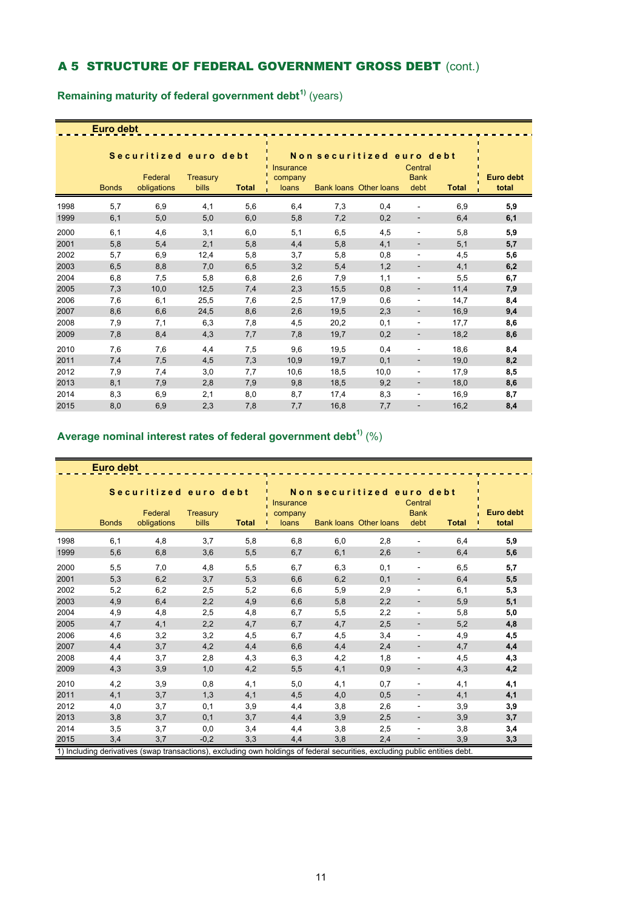## A 5 STRUCTURE OF FEDERAL GOVERNMENT GROSS DEBT (cont.)

### Remaining maturity of federal government debt[1)] (years)

| | Euro debt | | | | | | | | | |
|---|---|---|---|---|---|---|---|---|---|---|
| | Securitized euro debt | | | | Non securitized euro debt | | | | | |
| | Bonds | Federal obligations | Treasury bills | Total | Insurance company loans | Bank loans | Other loans | Central Bank debt | Total | Euro debt total |
| 1998 | 5,7 | 6,9 | 4,1 | 5,6 | 6,4 | 7,3 | 0,4 | - | 6,9 | **5,9** |
| 1999 | 6,1 | 5,0 | 5,0 | 6,0 | 5,8 | 7,2 | 0,2 | - | 6,4 | **6,1** |
| 2000 | 6,1 | 4,6 | 3,1 | 6,0 | 5,1 | 6,5 | 4,5 | - | 5,8 | **5,9** |
| 2001 | 5,8 | 5,4 | 2,1 | 5,8 | 4,4 | 5,8 | 4,1 | - | 5,1 | **5,7** |
| 2002 | 5,7 | 6,9 | 12,4 | 5,8 | 3,7 | 5,8 | 0,8 | - | 4,5 | **5,6** |
| 2003 | 6,5 | 8,8 | 7,0 | 6,5 | 3,2 | 5,4 | 1,2 | - | 4,1 | **6,2** |
| 2004 | 6,8 | 7,5 | 5,8 | 6,8 | 2,6 | 7,9 | 1,1 | - | 5,5 | **6,7** |
| 2005 | 7,3 | 10,0 | 12,5 | 7,4 | 2,3 | 15,5 | 0,8 | - | 11,4 | **7,9** |
| 2006 | 7,6 | 6,1 | 25,5 | 7,6 | 2,5 | 17,9 | 0,6 | - | 14,7 | **8,4** |
| 2007 | 8,6 | 6,6 | 24,5 | 8,6 | 2,6 | 19,5 | 2,3 | - | 16,9 | **9,4** |
| 2008 | 7,9 | 7,1 | 6,3 | 7,8 | 4,5 | 20,2 | 0,1 | - | 17,7 | **8,6** |
| 2009 | 7,8 | 8,4 | 4,3 | 7,7 | 7,8 | 19,7 | 0,2 | - | 18,2 | **8,6** |
| 2010 | 7,6 | 7,6 | 4,4 | 7,5 | 9,6 | 19,5 | 0,4 | - | 18,6 | **8,4** |
| 2011 | 7,4 | 7,5 | 4,5 | 7,3 | 10,9 | 19,7 | 0,1 | - | 19,0 | **8,2** |
| 2012 | 7,9 | 7,4 | 3,0 | 7,7 | 10,6 | 18,5 | 10,0 | - | 17,9 | **8,5** |
| 2013 | 8,1 | 7,9 | 2,8 | 7,9 | 9,8 | 18,5 | 9,2 | - | 18,0 | **8,6** |
| 2014 | 8,3 | 6,9 | 2,1 | 8,0 | 8,7 | 17,4 | 8,3 | - | 16,9 | **8,7** |
| 2015 | 8,0 | 6,9 | 2,3 | 7,8 | 7,7 | 16,8 | 7,7 | - | 16,2 | **8,4** |

### Average nominal interest rates of federal government debt[1)] (%)

| | Euro debt | | | | | | | | | |
|---|---|---|---|---|---|---|---|---|---|---|
| | Securitized euro debt | | | | Non securitized euro debt | | | | | |
| | Bonds | Federal obligations | Treasury bills | Total | Insurance company loans | Bank loans | Other loans | Central Bank debt | Total | Euro debt total |
| 1998 | 6,1 | 4,8 | 3,7 | 5,8 | 6,8 | 6,0 | 2,8 | - | 6,4 | **5,9** |
| 1999 | 5,6 | 6,8 | 3,6 | 5,5 | 6,7 | 6,1 | 2,6 | - | 6,4 | **5,6** |
| 2000 | 5,5 | 7,0 | 4,8 | 5,5 | 6,7 | 6,3 | 0,1 | - | 6,5 | **5,7** |
| 2001 | 5,3 | 6,2 | 3,7 | 5,3 | 6,6 | 6,2 | 0,1 | - | 6,4 | **5,5** |
| 2002 | 5,2 | 6,2 | 2,5 | 5,2 | 6,6 | 5,9 | 2,9 | - | 6,1 | **5,3** |
| 2003 | 4,9 | 6,4 | 2,2 | 4,9 | 6,6 | 5,8 | 2,2 | - | 5,9 | **5,1** |
| 2004 | 4,9 | 4,8 | 2,5 | 4,8 | 6,7 | 5,5 | 2,2 | - | 5,8 | **5,0** |
| 2005 | 4,7 | 4,1 | 2,2 | 4,7 | 6,7 | 4,7 | 2,5 | - | 5,2 | **4,8** |
| 2006 | 4,6 | 3,2 | 3,2 | 4,5 | 6,7 | 4,5 | 3,4 | - | 4,9 | **4,5** |
| 2007 | 4,4 | 3,7 | 4,2 | 4,4 | 6,6 | 4,4 | 2,4 | - | 4,7 | **4,4** |
| 2008 | 4,4 | 3,7 | 2,8 | 4,3 | 6,3 | 4,2 | 1,8 | - | 4,5 | **4,3** |
| 2009 | 4,3 | 3,9 | 1,0 | 4,2 | 5,5 | 4,1 | 0,9 | - | 4,3 | **4,2** |
| 2010 | 4,2 | 3,9 | 0,8 | 4,1 | 5,0 | 4,1 | 0,7 | - | 4,1 | **4,1** |
| 2011 | 4,1 | 3,7 | 1,3 | 4,1 | 4,5 | 4,0 | 0,5 | - | 4,1 | **4,1** |
| 2012 | 4,0 | 3,7 | 0,1 | 3,9 | 4,4 | 3,8 | 2,6 | - | 3,9 | **3,9** |
| 2013 | 3,8 | 3,7 | 0,1 | 3,7 | 4,4 | 3,9 | 2,5 | - | 3,9 | **3,7** |
| 2014 | 3,5 | 3,7 | 0,0 | 3,4 | 4,4 | 3,8 | 2,5 | - | 3,8 | **3,4** |
| 2015 | 3,4 | 3,7 | -0,2 | 3,3 | 4,4 | 3,8 | 2,4 | - | 3,9 | **3,3** |

1) Including derivatives (swap transactions), excluding own holdings of federal securities, excluding public entities debt.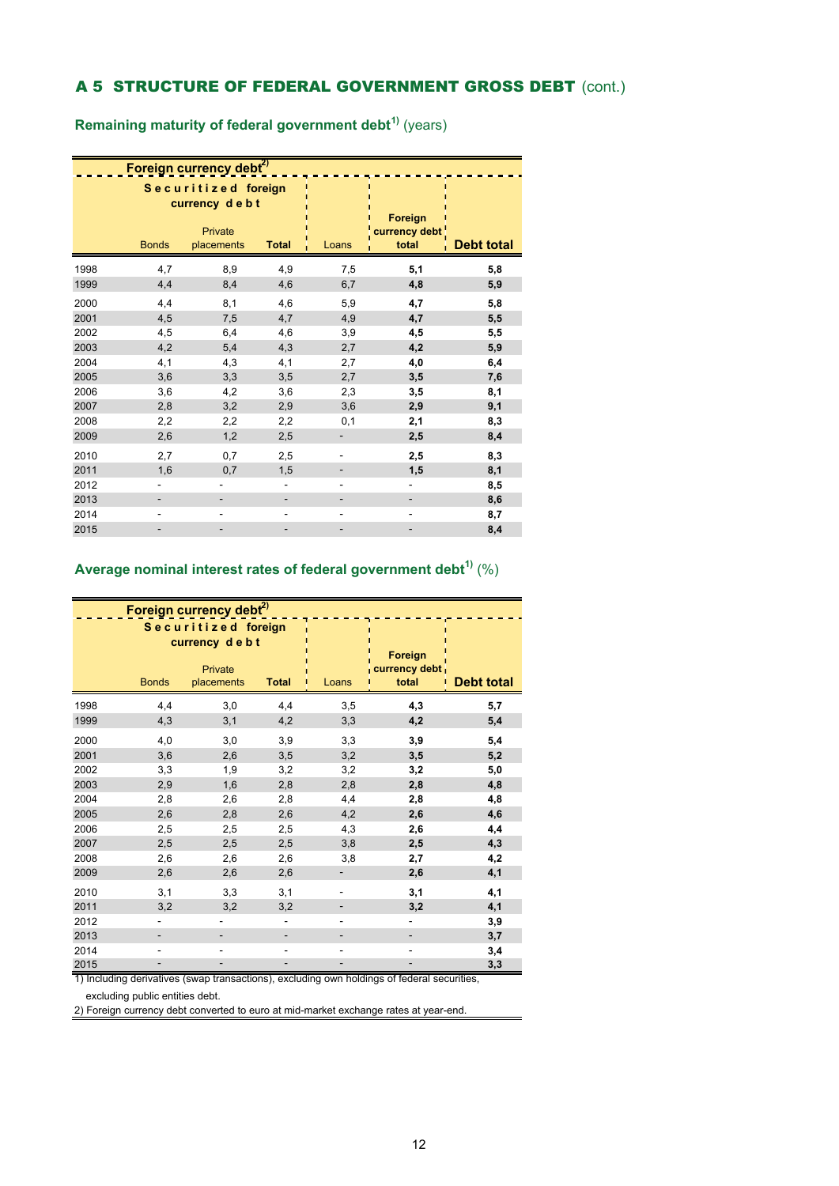## A 5 STRUCTURE OF FEDERAL GOVERNMENT GROSS DEBT (cont.)

### Remaining maturity of federal government debt[1)] (years)

| | Foreign currency debt[2)] | | | | | |
|---|---|---|---|---|---|---|
| | Securitized foreign currency debt | | | | | |
| | Bonds | Private placements | **Total** | Loans | **Foreign currency debt total** | **Debt total** |
| 1998 | 4,7 | 8,9 | 4,9 | 7,5 | **5,1** | **5,8** |
| 1999 | 4,4 | 8,4 | 4,6 | 6,7 | **4,8** | **5,9** |
| 2000 | 4,4 | 8,1 | 4,6 | 5,9 | **4,7** | **5,8** |
| 2001 | 4,5 | 7,5 | 4,7 | 4,9 | **4,7** | **5,5** |
| 2002 | 4,5 | 6,4 | 4,6 | 3,9 | **4,5** | **5,5** |
| 2003 | 4,2 | 5,4 | 4,3 | 2,7 | **4,2** | **5,9** |
| 2004 | 4,1 | 4,3 | 4,1 | 2,7 | **4,0** | **6,4** |
| 2005 | 3,6 | 3,3 | 3,5 | 2,7 | **3,5** | **7,6** |
| 2006 | 3,6 | 4,2 | 3,6 | 2,3 | **3,5** | **8,1** |
| 2007 | 2,8 | 3,2 | 2,9 | 3,6 | **2,9** | **9,1** |
| 2008 | 2,2 | 2,2 | 2,2 | 0,1 | **2,1** | **8,3** |
| 2009 | 2,6 | 1,2 | 2,5 | - | **2,5** | **8,4** |
| 2010 | 2,7 | 0,7 | 2,5 | - | **2,5** | **8,3** |
| 2011 | 1,6 | 0,7 | 1,5 | - | **1,5** | **8,1** |
| 2012 | - | - | - | - | - | **8,5** |
| 2013 | - | - | - | - | - | **8,6** |
| 2014 | - | - | - | - | - | **8,7** |
| 2015 | - | - | - | - | - | **8,4** |

### Average nominal interest rates of federal government debt[1)] (%)

| | Foreign currency debt[2)] | | | | | |
|---|---|---|---|---|---|---|
| | Securitized foreign currency debt | | | | | |
| | Bonds | Private placements | **Total** | Loans | **Foreign currency debt total** | **Debt total** |
| 1998 | 4,4 | 3,0 | 4,4 | 3,5 | **4,3** | **5,7** |
| 1999 | 4,3 | 3,1 | 4,2 | 3,3 | **4,2** | **5,4** |
| 2000 | 4,0 | 3,0 | 3,9 | 3,3 | **3,9** | **5,4** |
| 2001 | 3,6 | 2,6 | 3,5 | 3,2 | **3,5** | **5,2** |
| 2002 | 3,3 | 1,9 | 3,2 | 3,2 | **3,2** | **5,0** |
| 2003 | 2,9 | 1,6 | 2,8 | 2,8 | **2,8** | **4,8** |
| 2004 | 2,8 | 2,6 | 2,8 | 4,4 | **2,8** | **4,8** |
| 2005 | 2,6 | 2,8 | 2,6 | 4,2 | **2,6** | **4,6** |
| 2006 | 2,5 | 2,5 | 2,5 | 4,3 | **2,6** | **4,4** |
| 2007 | 2,5 | 2,5 | 2,5 | 3,8 | **2,5** | **4,3** |
| 2008 | 2,6 | 2,6 | 2,6 | 3,8 | **2,7** | **4,2** |
| 2009 | 2,6 | 2,6 | 2,6 | - | **2,6** | **4,1** |
| 2010 | 3,1 | 3,3 | 3,1 | - | **3,1** | **4,1** |
| 2011 | 3,2 | 3,2 | 3,2 | - | **3,2** | **4,1** |
| 2012 | - | - | - | - | - | **3,9** |
| 2013 | - | - | - | - | - | **3,7** |
| 2014 | - | - | - | - | - | **3,4** |
| 2015 | - | - | - | - | - | **3,3** |

1) Including derivatives (swap transactions), excluding own holdings of federal securities, excluding public entities debt.
2) Foreign currency debt converted to euro at mid-market exchange rates at year-end.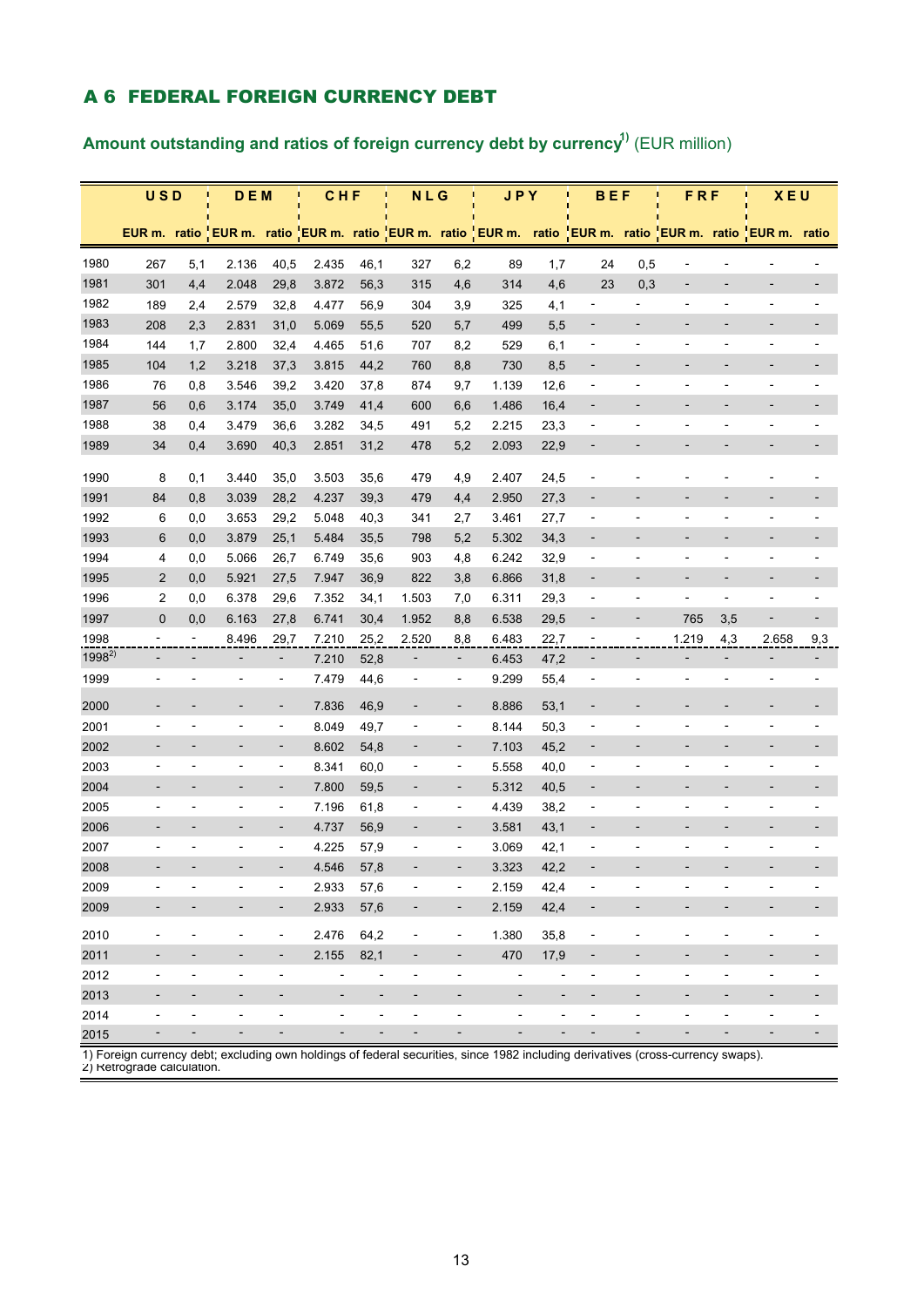## A 6 FEDERAL FOREIGN CURRENCY DEBT

### Amount outstanding and ratios of foreign currency debt by currency[1] (EUR million)

| | USD | | DEM | | CHF | | NLG | | JPY | | BEF | | FRF | | XEU | |
|---|---|---|---|---|---|---|---|---|---|---|---|---|---|---|---|---|
| | EUR m. | ratio | EUR m. | ratio | EUR m. | ratio | EUR m. | ratio | EUR m. | ratio | EUR m. | ratio | EUR m. | ratio | EUR m. | ratio |
| 1980 | 267 | 5,1 | 2.136 | 40,5 | 2.435 | 46,1 | 327 | 6,2 | 89 | 1,7 | 24 | 0,5 | - | - | - | - |
| 1981 | 301 | 4,4 | 2.048 | 29,8 | 3.872 | 56,3 | 315 | 4,6 | 314 | 4,6 | 23 | 0,3 | - | - | - | - |
| 1982 | 189 | 2,4 | 2.579 | 32,8 | 4.477 | 56,9 | 304 | 3,9 | 325 | 4,1 | - | - | - | - | - | - |
| 1983 | 208 | 2,3 | 2.831 | 31,0 | 5.069 | 55,5 | 520 | 5,7 | 499 | 5,5 | - | - | - | - | - | - |
| 1984 | 144 | 1,7 | 2.800 | 32,4 | 4.465 | 51,6 | 707 | 8,2 | 529 | 6,1 | - | - | - | - | - | - |
| 1985 | 104 | 1,2 | 3.218 | 37,3 | 3.815 | 44,2 | 760 | 8,8 | 730 | 8,5 | - | - | - | - | - | - |
| 1986 | 76 | 0,8 | 3.546 | 39,2 | 3.420 | 37,8 | 874 | 9,7 | 1.139 | 12,6 | - | - | - | - | - | - |
| 1987 | 56 | 0,6 | 3.174 | 35,0 | 3.749 | 41,4 | 600 | 6,6 | 1.486 | 16,4 | - | - | - | - | - | - |
| 1988 | 38 | 0,4 | 3.479 | 36,6 | 3.282 | 34,5 | 491 | 5,2 | 2.215 | 23,3 | - | - | - | - | - | - |
| 1989 | 34 | 0,4 | 3.690 | 40,3 | 2.851 | 31,2 | 478 | 5,2 | 2.093 | 22,9 | - | - | - | - | - | - |
| 1990 | 8 | 0,1 | 3.440 | 35,0 | 3.503 | 35,6 | 479 | 4,9 | 2.407 | 24,5 | - | - | - | - | - | - |
| 1991 | 84 | 0,8 | 3.039 | 28,2 | 4.237 | 39,3 | 479 | 4,4 | 2.950 | 27,3 | - | - | - | - | - | - |
| 1992 | 6 | 0,0 | 3.653 | 29,2 | 5.048 | 40,3 | 341 | 2,7 | 3.461 | 27,7 | - | - | - | - | - | - |
| 1993 | 6 | 0,0 | 3.879 | 25,1 | 5.484 | 35,5 | 798 | 5,2 | 5.302 | 34,3 | - | - | - | - | - | - |
| 1994 | 4 | 0,0 | 5.066 | 26,7 | 6.749 | 35,6 | 903 | 4,8 | 6.242 | 32,9 | - | - | - | - | - | - |
| 1995 | 2 | 0,0 | 5.921 | 27,5 | 7.947 | 36,9 | 822 | 3,8 | 6.866 | 31,8 | - | - | - | - | - | - |
| 1996 | 2 | 0,0 | 6.378 | 29,6 | 7.352 | 34,1 | 1.503 | 7,0 | 6.311 | 29,3 | - | - | - | - | - | - |
| 1997 | 0 | 0,0 | 6.163 | 27,8 | 6.741 | 30,4 | 1.952 | 8,8 | 6.538 | 29,5 | - | - | 765 | 3,5 | - | - |
| 1998 | - | - | 8.496 | 29,7 | 7.210 | 25,2 | 2.520 | 8,8 | 6.483 | 22,7 | - | - | 1.219 | 4,3 | 2.658 | 9,3 |
| 1998[2] | - | - | - | - | 7.210 | 52,8 | - | - | 6.453 | 47,2 | - | - | - | - | - | - |
| 1999 | - | - | - | - | 7.479 | 44,6 | - | - | 9.299 | 55,4 | - | - | - | - | - | - |
| 2000 | - | - | - | - | 7.836 | 46,9 | - | - | 8.886 | 53,1 | - | - | - | - | - | - |
| 2001 | - | - | - | - | 8.049 | 49,7 | - | - | 8.144 | 50,3 | - | - | - | - | - | - |
| 2002 | - | - | - | - | 8.602 | 54,8 | - | - | 7.103 | 45,2 | - | - | - | - | - | - |
| 2003 | - | - | - | - | 8.341 | 60,0 | - | - | 5.558 | 40,0 | - | - | - | - | - | - |
| 2004 | - | - | - | - | 7.800 | 59,5 | - | - | 5.312 | 40,5 | - | - | - | - | - | - |
| 2005 | - | - | - | - | 7.196 | 61,8 | - | - | 4.439 | 38,2 | - | - | - | - | - | - |
| 2006 | - | - | - | - | 4.737 | 56,9 | - | - | 3.581 | 43,1 | - | - | - | - | - | - |
| 2007 | - | - | - | - | 4.225 | 57,9 | - | - | 3.069 | 42,1 | - | - | - | - | - | - |
| 2008 | - | - | - | - | 4.546 | 57,8 | - | - | 3.323 | 42,2 | - | - | - | - | - | - |
| 2009 | - | - | - | - | 2.933 | 57,6 | - | - | 2.159 | 42,4 | - | - | - | - | - | - |
| 2009 | - | - | - | - | 2.933 | 57,6 | - | - | 2.159 | 42,4 | - | - | - | - | - | - |
| 2010 | - | - | - | - | 2.476 | 64,2 | - | - | 1.380 | 35,8 | - | - | - | - | - | - |
| 2011 | - | - | - | - | 2.155 | 82,1 | - | - | 470 | 17,9 | - | - | - | - | - | - |
| 2012 | - | - | - | - | - | - | - | - | - | - | - | - | - | - | - | - |
| 2013 | - | - | - | - | - | - | - | - | - | - | - | - | - | - | - | - |
| 2014 | - | - | - | - | - | - | - | - | - | - | - | - | - | - | - | - |
| 2015 | - | - | - | - | - | - | - | - | - | - | - | - | - | - | - | - |

1) Foreign currency debt; excluding own holdings of federal securities, since 1982 including derivatives (cross-currency swaps).
2) Retrograde calculation.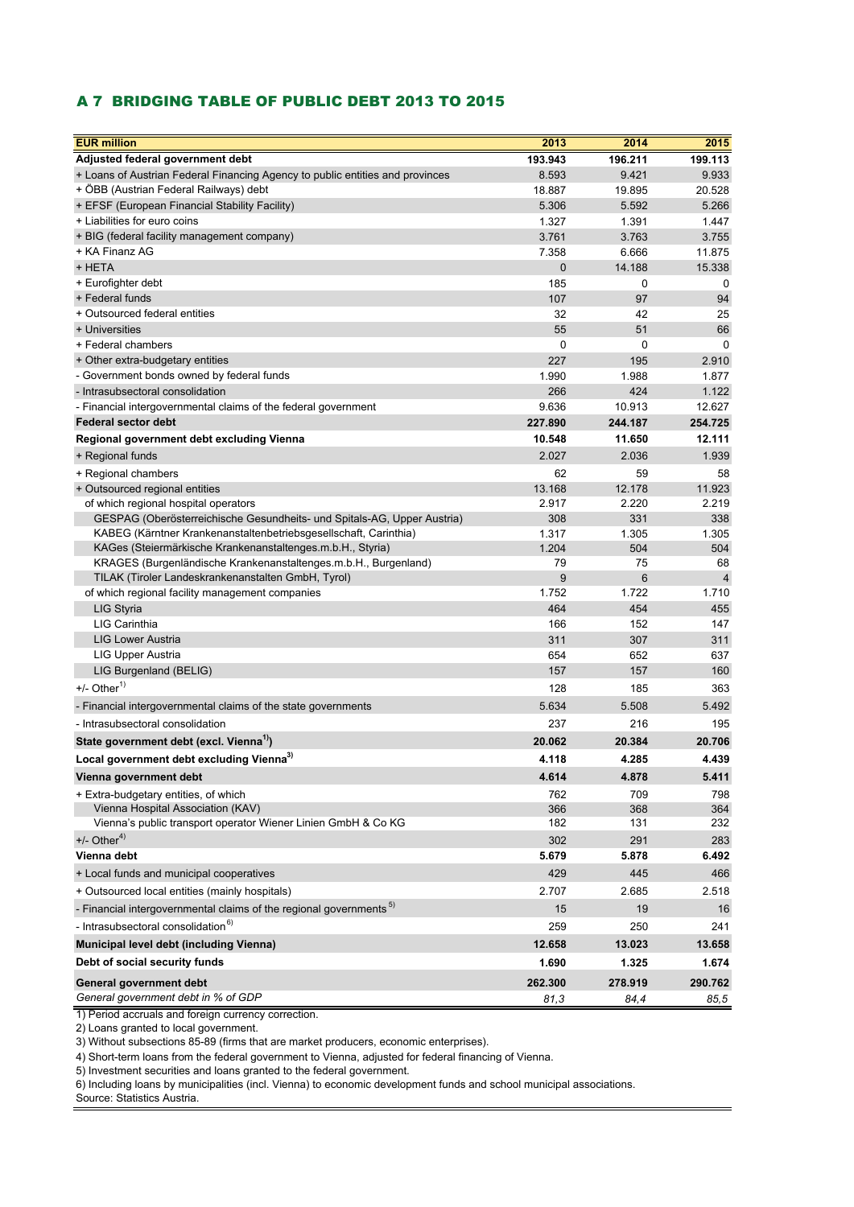## A 7 BRIDGING TABLE OF PUBLIC DEBT 2013 TO 2015

| EUR million | 2013 | 2014 | 2015 |
|---|---|---|---|
| **Adjusted federal government debt** | **193.943** | **196.211** | **199.113** |
| + Loans of Austrian Federal Financing Agency to public entities and provinces | 8.593 | 9.421 | 9.933 |
| + ÖBB (Austrian Federal Railways) debt | 18.887 | 19.895 | 20.528 |
| + EFSF (European Financial Stability Facility) | 5.306 | 5.592 | 5.266 |
| + Liabilities for euro coins | 1.327 | 1.391 | 1.447 |
| + BIG (federal facility management company) | 3.761 | 3.763 | 3.755 |
| + KA Finanz AG | 7.358 | 6.666 | 11.875 |
| + HETA | 0 | 14.188 | 15.338 |
| + Eurofighter debt | 185 | 0 | 0 |
| + Federal funds | 107 | 97 | 94 |
| + Outsourced federal entities | 32 | 42 | 25 |
| + Universities | 55 | 51 | 66 |
| + Federal chambers | 0 | 0 | 0 |
| + Other extra-budgetary entities | 227 | 195 | 2.910 |
| - Government bonds owned by federal funds | 1.990 | 1.988 | 1.877 |
| - Intrasubsectoral consolidation | 266 | 424 | 1.122 |
| - Financial intergovernmental claims of the federal government | 9.636 | 10.913 | 12.627 |
| **Federal sector debt** | **227.890** | **244.187** | **254.725** |
| **Regional government debt excluding Vienna** | **10.548** | **11.650** | **12.111** |
| + Regional funds | 2.027 | 2.036 | 1.939 |
| + Regional chambers | 62 | 59 | 58 |
| + Outsourced regional entities | 13.168 | 12.178 | 11.923 |
| of which regional hospital operators | 2.917 | 2.220 | 2.219 |
| GESPAG (Oberösterreichische Gesundheits- und Spitals-AG, Upper Austria) | 308 | 331 | 338 |
| KABEG (Kärntner Krankenanstaltenbetriebsgesellschaft, Carinthia) | 1.317 | 1.305 | 1.305 |
| KAGes (Steiermärkische Krankenanstaltenges.m.b.H., Styria) | 1.204 | 504 | 504 |
| KRAGES (Burgenländische Krankenanstaltenges.m.b.H., Burgenland) | 79 | 75 | 68 |
| TILAK (Tiroler Landeskrankenanstalten GmbH, Tyrol) | 9 | 6 | 4 |
| of which regional facility management companies | 1.752 | 1.722 | 1.710 |
| LIG Styria | 464 | 454 | 455 |
| LIG Carinthia | 166 | 152 | 147 |
| LIG Lower Austria | 311 | 307 | 311 |
| LIG Upper Austria | 654 | 652 | 637 |
| LIG Burgenland (BELIG) | 157 | 157 | 160 |
| +/- Other[1] | 128 | 185 | 363 |
| - Financial intergovernmental claims of the state governments | 5.634 | 5.508 | 5.492 |
| - Intrasubsectoral consolidation | 237 | 216 | 195 |
| **State government debt (excl. Vienna[1])** | **20.062** | **20.384** | **20.706** |
| **Local government debt excluding Vienna[3]** | **4.118** | **4.285** | **4.439** |
| **Vienna government debt** | **4.614** | **4.878** | **5.411** |
| + Extra-budgetary entities, of which | 762 | 709 | 798 |
| Vienna Hospital Association (KAV) | 366 | 368 | 364 |
| Vienna's public transport operator Wiener Linien GmbH & Co KG | 182 | 131 | 232 |
| +/- Other[4] | 302 | 291 | 283 |
| **Vienna debt** | **5.679** | **5.878** | **6.492** |
| + Local funds and municipal cooperatives | 429 | 445 | 466 |
| + Outsourced local entities (mainly hospitals) | 2.707 | 2.685 | 2.518 |
| - Financial intergovernmental claims of the regional governments[5] | 15 | 19 | 16 |
| - Intrasubsectoral consolidation[6] | 259 | 250 | 241 |
| **Municipal level debt (including Vienna)** | **12.658** | **13.023** | **13.658** |
| **Debt of social security funds** | **1.690** | **1.325** | **1.674** |
| **General government debt** | **262.300** | **278.919** | **290.762** |
| *General government debt in % of GDP* | *81,3* | *84,4* | *85,5* |

1) Period accruals and foreign currency correction.
2) Loans granted to local government.
3) Without subsections 85-89 (firms that are market producers, economic enterprises).
4) Short-term loans from the federal government to Vienna, adjusted for federal financing of Vienna.
5) Investment securities and loans granted to the federal government.
6) Including loans by municipalities (incl. Vienna) to economic development funds and school municipal associations.
Source: Statistics Austria.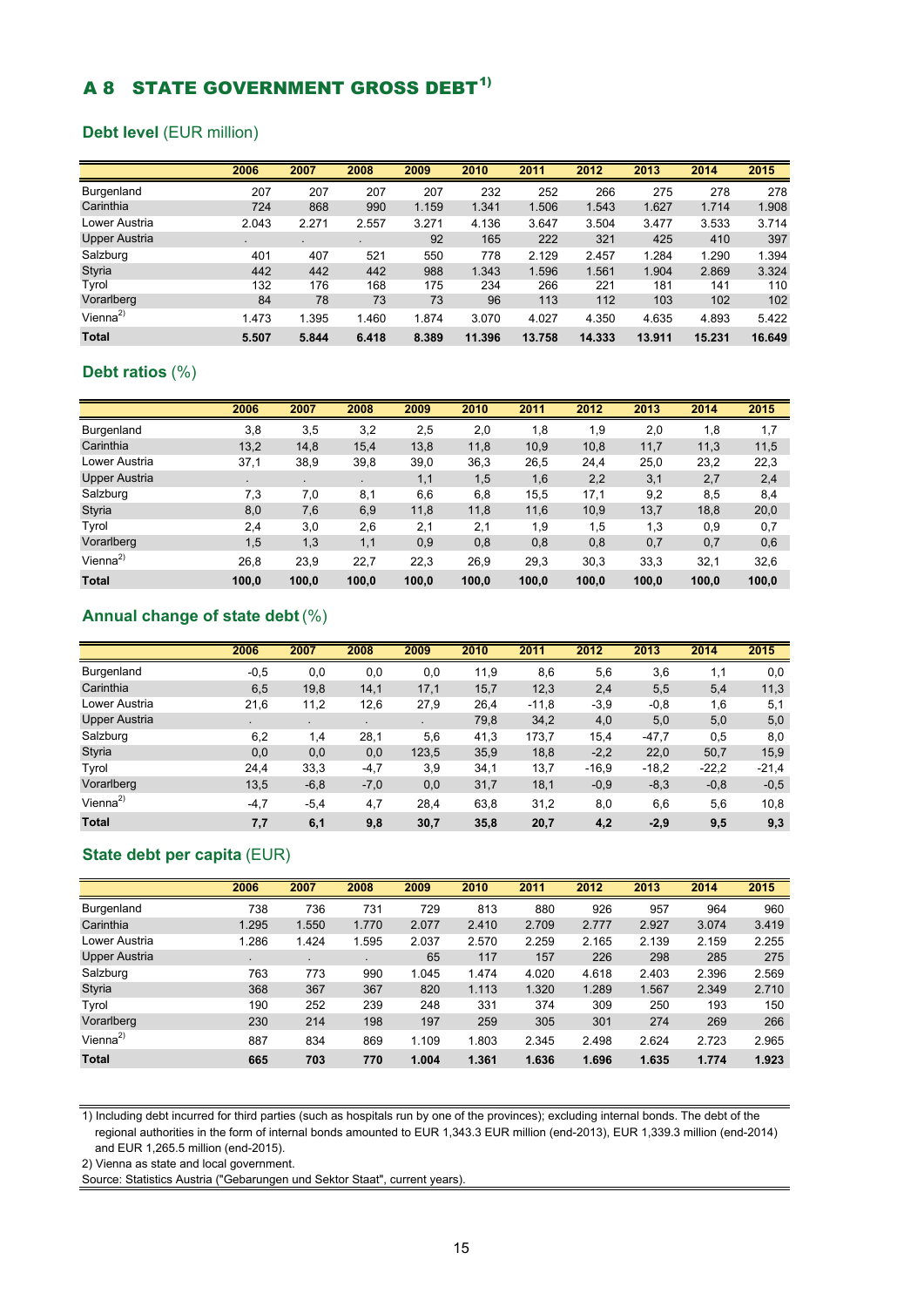# A 8 STATE GOVERNMENT GROSS DEBT[1)]

## Debt level (EUR million)

| | 2006 | 2007 | 2008 | 2009 | 2010 | 2011 | 2012 | 2013 | 2014 | 2015 |
|---|---|---|---|---|---|---|---|---|---|---|
| Burgenland | 207 | 207 | 207 | 207 | 232 | 252 | 266 | 275 | 278 | 278 |
| Carinthia | 724 | 868 | 990 | 1.159 | 1.341 | 1.506 | 1.543 | 1.627 | 1.714 | 1.908 |
| Lower Austria | 2.043 | 2.271 | 2.557 | 3.271 | 4.136 | 3.647 | 3.504 | 3.477 | 3.533 | 3.714 |
| Upper Austria | . | . | . | 92 | 165 | 222 | 321 | 425 | 410 | 397 |
| Salzburg | 401 | 407 | 521 | 550 | 778 | 2.129 | 2.457 | 1.284 | 1.290 | 1.394 |
| Styria | 442 | 442 | 442 | 988 | 1.343 | 1.596 | 1.561 | 1.904 | 2.869 | 3.324 |
| Tyrol | 132 | 176 | 168 | 175 | 234 | 266 | 221 | 181 | 141 | 110 |
| Vorarlberg | 84 | 78 | 73 | 73 | 96 | 113 | 112 | 103 | 102 | 102 |
| Vienna[2)] | 1.473 | 1.395 | 1.460 | 1.874 | 3.070 | 4.027 | 4.350 | 4.635 | 4.893 | 5.422 |
| **Total** | **5.507** | **5.844** | **6.418** | **8.389** | **11.396** | **13.758** | **14.333** | **13.911** | **15.231** | **16.649** |

## Debt ratios (%)

| | 2006 | 2007 | 2008 | 2009 | 2010 | 2011 | 2012 | 2013 | 2014 | 2015 |
|---|---|---|---|---|---|---|---|---|---|---|
| Burgenland | 3,8 | 3,5 | 3,2 | 2,5 | 2,0 | 1,8 | 1,9 | 2,0 | 1,8 | 1,7 |
| Carinthia | 13,2 | 14,8 | 15,4 | 13,8 | 11,8 | 10,9 | 10,8 | 11,7 | 11,3 | 11,5 |
| Lower Austria | 37,1 | 38,9 | 39,8 | 39,0 | 36,3 | 26,5 | 24,4 | 25,0 | 23,2 | 22,3 |
| Upper Austria | . | . | . | 1,1 | 1,5 | 1,6 | 2,2 | 3,1 | 2,7 | 2,4 |
| Salzburg | 7,3 | 7,0 | 8,1 | 6,6 | 6,8 | 15,5 | 17,1 | 9,2 | 8,5 | 8,4 |
| Styria | 8,0 | 7,6 | 6,9 | 11,8 | 11,8 | 11,6 | 10,9 | 13,7 | 18,8 | 20,0 |
| Tyrol | 2,4 | 3,0 | 2,6 | 2,1 | 2,1 | 1,9 | 1,5 | 1,3 | 0,9 | 0,7 |
| Vorarlberg | 1,5 | 1,3 | 1,1 | 0,9 | 0,8 | 0,8 | 0,8 | 0,7 | 0,7 | 0,6 |
| Vienna[2)] | 26,8 | 23,9 | 22,7 | 22,3 | 26,9 | 29,3 | 30,3 | 33,3 | 32,1 | 32,6 |
| **Total** | **100,0** | **100,0** | **100,0** | **100,0** | **100,0** | **100,0** | **100,0** | **100,0** | **100,0** | **100,0** |

## Annual change of state debt (%)

| | 2006 | 2007 | 2008 | 2009 | 2010 | 2011 | 2012 | 2013 | 2014 | 2015 |
|---|---|---|---|---|---|---|---|---|---|---|
| Burgenland | -0,5 | 0,0 | 0,0 | 0,0 | 11,9 | 8,6 | 5,6 | 3,6 | 1,1 | 0,0 |
| Carinthia | 6,5 | 19,8 | 14,1 | 17,1 | 15,7 | 12,3 | 2,4 | 5,5 | 5,4 | 11,3 |
| Lower Austria | 21,6 | 11,2 | 12,6 | 27,9 | 26,4 | -11,8 | -3,9 | -0,8 | 1,6 | 5,1 |
| Upper Austria | . | . | . | . | 79,8 | 34,2 | 4,0 | 5,0 | 5,0 | 5,0 |
| Salzburg | 6,2 | 1,4 | 28,1 | 5,6 | 41,3 | 173,7 | 15,4 | -47,7 | 0,5 | 8,0 |
| Styria | 0,0 | 0,0 | 0,0 | 123,5 | 35,9 | 18,8 | -2,2 | 22,0 | 50,7 | 15,9 |
| Tyrol | 24,4 | 33,3 | -4,7 | 3,9 | 34,1 | 13,7 | -16,9 | -18,2 | -22,2 | -21,4 |
| Vorarlberg | 13,5 | -6,8 | -7,0 | 0,0 | 31,7 | 18,1 | -0,9 | -8,3 | -0,8 | -0,5 |
| Vienna[2)] | -4,7 | -5,4 | 4,7 | 28,4 | 63,8 | 31,2 | 8,0 | 6,6 | 5,6 | 10,8 |
| **Total** | **7,7** | **6,1** | **9,8** | **30,7** | **35,8** | **20,7** | **4,2** | **-2,9** | **9,5** | **9,3** |

## State debt per capita (EUR)

| | 2006 | 2007 | 2008 | 2009 | 2010 | 2011 | 2012 | 2013 | 2014 | 2015 |
|---|---|---|---|---|---|---|---|---|---|---|
| Burgenland | 738 | 736 | 731 | 729 | 813 | 880 | 926 | 957 | 964 | 960 |
| Carinthia | 1.295 | 1.550 | 1.770 | 2.077 | 2.410 | 2.709 | 2.777 | 2.927 | 3.074 | 3.419 |
| Lower Austria | 1.286 | 1.424 | 1.595 | 2.037 | 2.570 | 2.259 | 2.165 | 2.139 | 2.159 | 2.255 |
| Upper Austria | . | . | . | 65 | 117 | 157 | 226 | 298 | 285 | 275 |
| Salzburg | 763 | 773 | 990 | 1.045 | 1.474 | 4.020 | 4.618 | 2.403 | 2.396 | 2.569 |
| Styria | 368 | 367 | 367 | 820 | 1.113 | 1.320 | 1.289 | 1.567 | 2.349 | 2.710 |
| Tyrol | 190 | 252 | 239 | 248 | 331 | 374 | 309 | 250 | 193 | 150 |
| Vorarlberg | 230 | 214 | 198 | 197 | 259 | 305 | 301 | 274 | 269 | 266 |
| Vienna[2)] | 887 | 834 | 869 | 1.109 | 1.803 | 2.345 | 2.498 | 2.624 | 2.723 | 2.965 |
| **Total** | **665** | **703** | **770** | **1.004** | **1.361** | **1.636** | **1.696** | **1.635** | **1.774** | **1.923** |

1) Including debt incurred for third parties (such as hospitals run by one of the provinces); excluding internal bonds. The debt of the regional authorities in the form of internal bonds amounted to EUR 1,343.3 EUR million (end-2013), EUR 1,339.3 million (end-2014) and EUR 1,265.5 million (end-2015).

2) Vienna as state and local government.

Source: Statistics Austria ("Gebarungen und Sektor Staat", current years).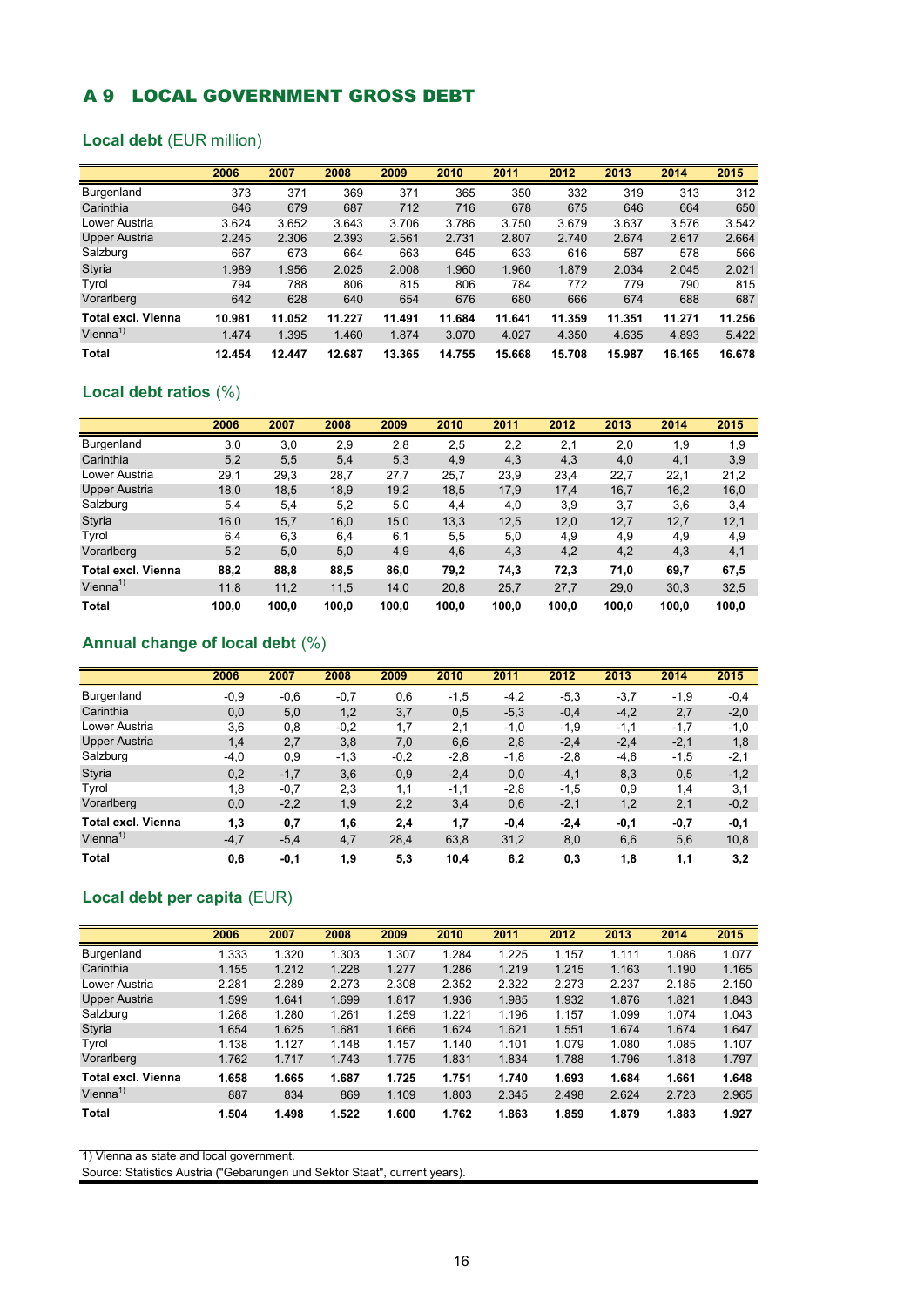## A 9 LOCAL GOVERNMENT GROSS DEBT

### Local debt (EUR million)

| | 2006 | 2007 | 2008 | 2009 | 2010 | 2011 | 2012 | 2013 | 2014 | 2015 |
|---|---|---|---|---|---|---|---|---|---|---|
| Burgenland | 373 | 371 | 369 | 371 | 365 | 350 | 332 | 319 | 313 | 312 |
| Carinthia | 646 | 679 | 687 | 712 | 716 | 678 | 675 | 646 | 664 | 650 |
| Lower Austria | 3.624 | 3.652 | 3.643 | 3.706 | 3.786 | 3.750 | 3.679 | 3.637 | 3.576 | 3.542 |
| Upper Austria | 2.245 | 2.306 | 2.393 | 2.561 | 2.731 | 2.807 | 2.740 | 2.674 | 2.617 | 2.664 |
| Salzburg | 667 | 673 | 664 | 663 | 645 | 633 | 616 | 587 | 578 | 566 |
| Styria | 1.989 | 1.956 | 2.025 | 2.008 | 1.960 | 1.960 | 1.879 | 2.034 | 2.045 | 2.021 |
| Tyrol | 794 | 788 | 806 | 815 | 806 | 784 | 772 | 779 | 790 | 815 |
| Vorarlberg | 642 | 628 | 640 | 654 | 676 | 680 | 666 | 674 | 688 | 687 |
| **Total excl. Vienna** | **10.981** | **11.052** | **11.227** | **11.491** | **11.684** | **11.641** | **11.359** | **11.351** | **11.271** | **11.256** |
| Vienna[1] | 1.474 | 1.395 | 1.460 | 1.874 | 3.070 | 4.027 | 4.350 | 4.635 | 4.893 | 5.422 |
| **Total** | **12.454** | **12.447** | **12.687** | **13.365** | **14.755** | **15.668** | **15.708** | **15.987** | **16.165** | **16.678** |

### Local debt ratios (%)

| | 2006 | 2007 | 2008 | 2009 | 2010 | 2011 | 2012 | 2013 | 2014 | 2015 |
|---|---|---|---|---|---|---|---|---|---|---|
| Burgenland | 3,0 | 3,0 | 2,9 | 2,8 | 2,5 | 2,2 | 2,1 | 2,0 | 1,9 | 1,9 |
| Carinthia | 5,2 | 5,5 | 5,4 | 5,3 | 4,9 | 4,3 | 4,3 | 4,0 | 4,1 | 3,9 |
| Lower Austria | 29,1 | 29,3 | 28,7 | 27,7 | 25,7 | 23,9 | 23,4 | 22,7 | 22,1 | 21,2 |
| Upper Austria | 18,0 | 18,5 | 18,9 | 19,2 | 18,5 | 17,9 | 17,4 | 16,7 | 16,2 | 16,0 |
| Salzburg | 5,4 | 5,4 | 5,2 | 5,0 | 4,4 | 4,0 | 3,9 | 3,7 | 3,6 | 3,4 |
| Styria | 16,0 | 15,7 | 16,0 | 15,0 | 13,3 | 12,5 | 12,0 | 12,7 | 12,7 | 12,1 |
| Tyrol | 6,4 | 6,3 | 6,4 | 6,1 | 5,5 | 5,0 | 4,9 | 4,9 | 4,9 | 4,9 |
| Vorarlberg | 5,2 | 5,0 | 5,0 | 4,9 | 4,6 | 4,3 | 4,2 | 4,2 | 4,3 | 4,1 |
| **Total excl. Vienna** | **88,2** | **88,8** | **88,5** | **86,0** | **79,2** | **74,3** | **72,3** | **71,0** | **69,7** | **67,5** |
| Vienna[1] | 11,8 | 11,2 | 11,5 | 14,0 | 20,8 | 25,7 | 27,7 | 29,0 | 30,3 | 32,5 |
| **Total** | **100,0** | **100,0** | **100,0** | **100,0** | **100,0** | **100,0** | **100,0** | **100,0** | **100,0** | **100,0** |

### Annual change of local debt (%)

| | 2006 | 2007 | 2008 | 2009 | 2010 | 2011 | 2012 | 2013 | 2014 | 2015 |
|---|---|---|---|---|---|---|---|---|---|---|
| Burgenland | -0,9 | -0,6 | -0,7 | 0,6 | -1,5 | -4,2 | -5,3 | -3,7 | -1,9 | -0,4 |
| Carinthia | 0,0 | 5,0 | 1,2 | 3,7 | 0,5 | -5,3 | -0,4 | -4,2 | 2,7 | -2,0 |
| Lower Austria | 3,6 | 0,8 | -0,2 | 1,7 | 2,1 | -1,0 | -1,9 | -1,1 | -1,7 | -1,0 |
| Upper Austria | 1,4 | 2,7 | 3,8 | 7,0 | 6,6 | 2,8 | -2,4 | -2,4 | -2,1 | 1,8 |
| Salzburg | -4,0 | 0,9 | -1,3 | -0,2 | -2,8 | -1,8 | -2,8 | -4,6 | -1,5 | -2,1 |
| Styria | 0,2 | -1,7 | 3,6 | -0,9 | -2,4 | 0,0 | -4,1 | 8,3 | 0,5 | -1,2 |
| Tyrol | 1,8 | -0,7 | 2,3 | 1,1 | -1,1 | -2,8 | -1,5 | 0,9 | 1,4 | 3,1 |
| Vorarlberg | 0,0 | -2,2 | 1,9 | 2,2 | 3,4 | 0,6 | -2,1 | 1,2 | 2,1 | -0,2 |
| **Total excl. Vienna** | **1,3** | **0,7** | **1,6** | **2,4** | **1,7** | **-0,4** | **-2,4** | **-0,1** | **-0,7** | **-0,1** |
| Vienna[1] | -4,7 | -5,4 | 4,7 | 28,4 | 63,8 | 31,2 | 8,0 | 6,6 | 5,6 | 10,8 |
| **Total** | **0,6** | **-0,1** | **1,9** | **5,3** | **10,4** | **6,2** | **0,3** | **1,8** | **1,1** | **3,2** |

### Local debt per capita (EUR)

| | 2006 | 2007 | 2008 | 2009 | 2010 | 2011 | 2012 | 2013 | 2014 | 2015 |
|---|---|---|---|---|---|---|---|---|---|---|
| Burgenland | 1.333 | 1.320 | 1.303 | 1.307 | 1.284 | 1.225 | 1.157 | 1.111 | 1.086 | 1.077 |
| Carinthia | 1.155 | 1.212 | 1.228 | 1.277 | 1.286 | 1.219 | 1.215 | 1.163 | 1.190 | 1.165 |
| Lower Austria | 2.281 | 2.289 | 2.273 | 2.308 | 2.352 | 2.322 | 2.273 | 2.237 | 2.185 | 2.150 |
| Upper Austria | 1.599 | 1.641 | 1.699 | 1.817 | 1.936 | 1.985 | 1.932 | 1.876 | 1.821 | 1.843 |
| Salzburg | 1.268 | 1.280 | 1.261 | 1.259 | 1.221 | 1.196 | 1.157 | 1.099 | 1.074 | 1.043 |
| Styria | 1.654 | 1.625 | 1.681 | 1.666 | 1.624 | 1.621 | 1.551 | 1.674 | 1.674 | 1.647 |
| Tyrol | 1.138 | 1.127 | 1.148 | 1.157 | 1.140 | 1.101 | 1.079 | 1.080 | 1.085 | 1.107 |
| Vorarlberg | 1.762 | 1.717 | 1.743 | 1.775 | 1.831 | 1.834 | 1.788 | 1.796 | 1.818 | 1.797 |
| **Total excl. Vienna** | **1.658** | **1.665** | **1.687** | **1.725** | **1.751** | **1.740** | **1.693** | **1.684** | **1.661** | **1.648** |
| Vienna[1] | 887 | 834 | 869 | 1.109 | 1.803 | 2.345 | 2.498 | 2.624 | 2.723 | 2.965 |
| **Total** | **1.504** | **1.498** | **1.522** | **1.600** | **1.762** | **1.863** | **1.859** | **1.879** | **1.883** | **1.927** |

1) Vienna as state and local government.
Source: Statistics Austria ("Gebarungen und Sektor Staat", current years).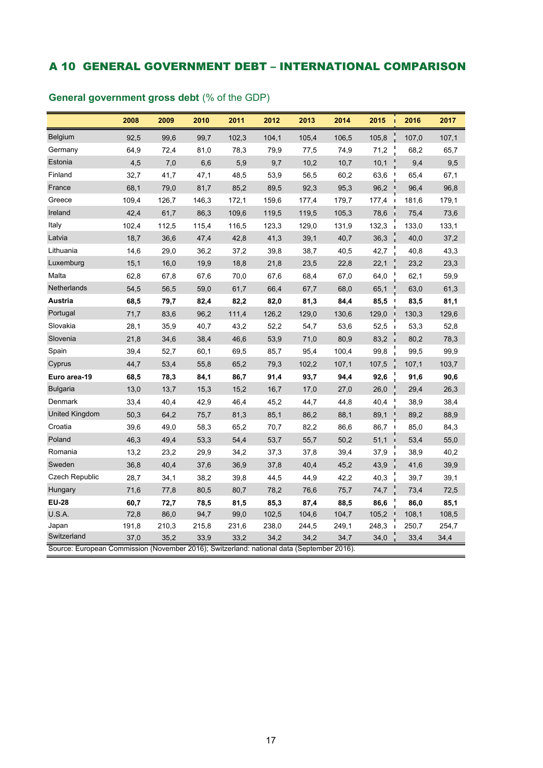## A 10 GENERAL GOVERNMENT DEBT – INTERNATIONAL COMPARISON

**General government gross debt** (% of the GDP)

| | 2008 | 2009 | 2010 | 2011 | 2012 | 2013 | 2014 | 2015 | 2016 | 2017 |
|---|---|---|---|---|---|---|---|---|---|---|
| Belgium | 92,5 | 99,6 | 99,7 | 102,3 | 104,1 | 105,4 | 106,5 | 105,8 | 107,0 | 107,1 |
| Germany | 64,9 | 72,4 | 81,0 | 78,3 | 79,9 | 77,5 | 74,9 | 71,2 | 68,2 | 65,7 |
| Estonia | 4,5 | 7,0 | 6,6 | 5,9 | 9,7 | 10,2 | 10,7 | 10,1 | 9,4 | 9,5 |
| Finland | 32,7 | 41,7 | 47,1 | 48,5 | 53,9 | 56,5 | 60,2 | 63,6 | 65,4 | 67,1 |
| France | 68,1 | 79,0 | 81,7 | 85,2 | 89,5 | 92,3 | 95,3 | 96,2 | 96,4 | 96,8 |
| Greece | 109,4 | 126,7 | 146,3 | 172,1 | 159,6 | 177,4 | 179,7 | 177,4 | 181,6 | 179,1 |
| Ireland | 42,4 | 61,7 | 86,3 | 109,6 | 119,5 | 119,5 | 105,3 | 78,6 | 75,4 | 73,6 |
| Italy | 102,4 | 112,5 | 115,4 | 116,5 | 123,3 | 129,0 | 131,9 | 132,3 | 133,0 | 133,1 |
| Latvia | 18,7 | 36,6 | 47,4 | 42,8 | 41,3 | 39,1 | 40,7 | 36,3 | 40,0 | 37,2 |
| Lithuania | 14,6 | 29,0 | 36,2 | 37,2 | 39,8 | 38,7 | 40,5 | 42,7 | 40,8 | 43,3 |
| Luxemburg | 15,1 | 16,0 | 19,9 | 18,8 | 21,8 | 23,5 | 22,8 | 22,1 | 23,2 | 23,3 |
| Malta | 62,8 | 67,8 | 67,6 | 70,0 | 67,6 | 68,4 | 67,0 | 64,0 | 62,1 | 59,9 |
| Netherlands | 54,5 | 56,5 | 59,0 | 61,7 | 66,4 | 67,7 | 68,0 | 65,1 | 63,0 | 61,3 |
| **Austria** | **68,5** | **79,7** | **82,4** | **82,2** | **82,0** | **81,3** | **84,4** | **85,5** | **83,5** | **81,1** |
| Portugal | 71,7 | 83,6 | 96,2 | 111,4 | 126,2 | 129,0 | 130,6 | 129,0 | 130,3 | 129,6 |
| Slovakia | 28,1 | 35,9 | 40,7 | 43,2 | 52,2 | 54,7 | 53,6 | 52,5 | 53,3 | 52,8 |
| Slovenia | 21,8 | 34,6 | 38,4 | 46,6 | 53,9 | 71,0 | 80,9 | 83,2 | 80,2 | 78,3 |
| Spain | 39,4 | 52,7 | 60,1 | 69,5 | 85,7 | 95,4 | 100,4 | 99,8 | 99,5 | 99,9 |
| Cyprus | 44,7 | 53,4 | 55,8 | 65,2 | 79,3 | 102,2 | 107,1 | 107,5 | 107,1 | 103,7 |
| **Euro area-19** | **68,5** | **78,3** | **84,1** | **86,7** | **91,4** | **93,7** | **94,4** | **92,6** | **91,6** | **90,6** |
| Bulgaria | 13,0 | 13,7 | 15,3 | 15,2 | 16,7 | 17,0 | 27,0 | 26,0 | 29,4 | 26,3 |
| Denmark | 33,4 | 40,4 | 42,9 | 46,4 | 45,2 | 44,7 | 44,8 | 40,4 | 38,9 | 38,4 |
| United Kingdom | 50,3 | 64,2 | 75,7 | 81,3 | 85,1 | 86,2 | 88,1 | 89,1 | 89,2 | 88,9 |
| Croatia | 39,6 | 49,0 | 58,3 | 65,2 | 70,7 | 82,2 | 86,6 | 86,7 | 85,0 | 84,3 |
| Poland | 46,3 | 49,4 | 53,3 | 54,4 | 53,7 | 55,7 | 50,2 | 51,1 | 53,4 | 55,0 |
| Romania | 13,2 | 23,2 | 29,9 | 34,2 | 37,3 | 37,8 | 39,4 | 37,9 | 38,9 | 40,2 |
| Sweden | 36,8 | 40,4 | 37,6 | 36,9 | 37,8 | 40,4 | 45,2 | 43,9 | 41,6 | 39,9 |
| Czech Republic | 28,7 | 34,1 | 38,2 | 39,8 | 44,5 | 44,9 | 42,2 | 40,3 | 39,7 | 39,1 |
| Hungary | 71,6 | 77,8 | 80,5 | 80,7 | 78,2 | 76,6 | 75,7 | 74,7 | 73,4 | 72,5 |
| **EU-28** | **60,7** | **72,7** | **78,5** | **81,5** | **85,3** | **87,4** | **88,5** | **86,6** | **86,0** | **85,1** |
| U.S.A. | 72,8 | 86,0 | 94,7 | 99,0 | 102,5 | 104,6 | 104,7 | 105,2 | 108,1 | 108,5 |
| Japan | 191,8 | 210,3 | 215,8 | 231,6 | 238,0 | 244,5 | 249,1 | 248,3 | 250,7 | 254,7 |
| Switzerland | 37,0 | 35,2 | 33,9 | 33,2 | 34,2 | 34,2 | 34,7 | 34,0 | 33,4 | 34,4 |

Source: European Commission (November 2016); Switzerland: national data (September 2016).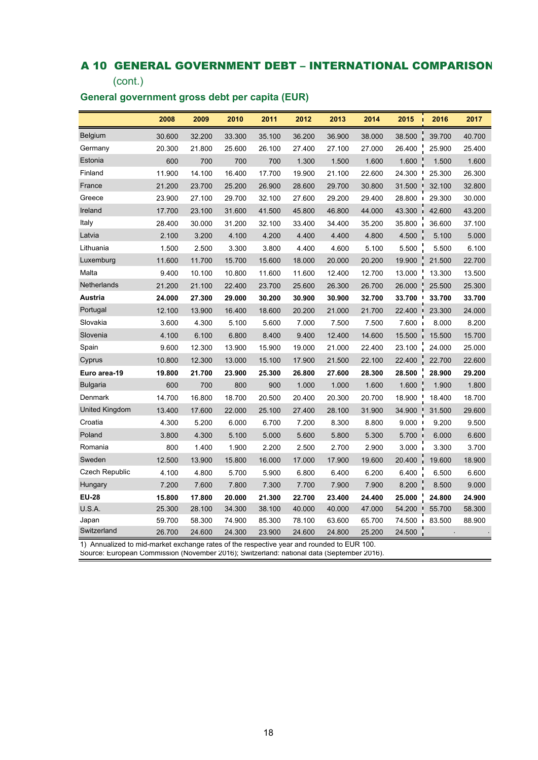# A 10 GENERAL GOVERNMENT DEBT – INTERNATIONAL COMPARISON (cont.)

## General government gross debt per capita (EUR)

| | 2008 | 2009 | 2010 | 2011 | 2012 | 2013 | 2014 | 2015 | 2016 | 2017 |
|---|---|---|---|---|---|---|---|---|---|---|
| Belgium | 30.600 | 32.200 | 33.300 | 35.100 | 36.200 | 36.900 | 38.000 | 38.500 | 39.700 | 40.700 |
| Germany | 20.300 | 21.800 | 25.600 | 26.100 | 27.400 | 27.100 | 27.000 | 26.400 | 25.900 | 25.400 |
| Estonia | 600 | 700 | 700 | 700 | 1.300 | 1.500 | 1.600 | 1.600 | 1.500 | 1.600 |
| Finland | 11.900 | 14.100 | 16.400 | 17.700 | 19.900 | 21.100 | 22.600 | 24.300 | 25.300 | 26.300 |
| France | 21.200 | 23.700 | 25.200 | 26.900 | 28.600 | 29.700 | 30.800 | 31.500 | 32.100 | 32.800 |
| Greece | 23.900 | 27.100 | 29.700 | 32.100 | 27.600 | 29.200 | 29.400 | 28.800 | 29.300 | 30.000 |
| Ireland | 17.700 | 23.100 | 31.600 | 41.500 | 45.800 | 46.800 | 44.000 | 43.300 | 42.600 | 43.200 |
| Italy | 28.400 | 30.000 | 31.200 | 32.100 | 33.400 | 34.400 | 35.200 | 35.800 | 36.600 | 37.100 |
| Latvia | 2.100 | 3.200 | 4.100 | 4.200 | 4.400 | 4.400 | 4.800 | 4.500 | 5.100 | 5.000 |
| Lithuania | 1.500 | 2.500 | 3.300 | 3.800 | 4.400 | 4.600 | 5.100 | 5.500 | 5.500 | 6.100 |
| Luxemburg | 11.600 | 11.700 | 15.700 | 15.600 | 18.000 | 20.000 | 20.200 | 19.900 | 21.500 | 22.700 |
| Malta | 9.400 | 10.100 | 10.800 | 11.600 | 11.600 | 12.400 | 12.700 | 13.000 | 13.300 | 13.500 |
| Netherlands | 21.200 | 21.100 | 22.400 | 23.700 | 25.600 | 26.300 | 26.700 | 26.000 | 25.500 | 25.300 |
| **Austria** | **24.000** | **27.300** | **29.000** | **30.200** | **30.900** | **30.900** | **32.700** | **33.700** | **33.700** | **33.700** |
| Portugal | 12.100 | 13.900 | 16.400 | 18.600 | 20.200 | 21.000 | 21.700 | 22.400 | 23.300 | 24.000 |
| Slovakia | 3.600 | 4.300 | 5.100 | 5.600 | 7.000 | 7.500 | 7.500 | 7.600 | 8.000 | 8.200 |
| Slovenia | 4.100 | 6.100 | 6.800 | 8.400 | 9.400 | 12.400 | 14.600 | 15.500 | 15.500 | 15.700 |
| Spain | 9.600 | 12.300 | 13.900 | 15.900 | 19.000 | 21.000 | 22.400 | 23.100 | 24.000 | 25.000 |
| Cyprus | 10.800 | 12.300 | 13.000 | 15.100 | 17.900 | 21.500 | 22.100 | 22.400 | 22.700 | 22.600 |
| **Euro area-19** | **19.800** | **21.700** | **23.900** | **25.300** | **26.800** | **27.600** | **28.300** | **28.500** | **28.900** | **29.200** |
| Bulgaria | 600 | 700 | 800 | 900 | 1.000 | 1.000 | 1.600 | 1.600 | 1.900 | 1.800 |
| Denmark | 14.700 | 16.800 | 18.700 | 20.500 | 20.400 | 20.300 | 20.700 | 18.900 | 18.400 | 18.700 |
| United Kingdom | 13.400 | 17.600 | 22.000 | 25.100 | 27.400 | 28.100 | 31.900 | 34.900 | 31.500 | 29.600 |
| Croatia | 4.300 | 5.200 | 6.000 | 6.700 | 7.200 | 8.300 | 8.800 | 9.000 | 9.200 | 9.500 |
| Poland | 3.800 | 4.300 | 5.100 | 5.000 | 5.600 | 5.800 | 5.300 | 5.700 | 6.000 | 6.600 |
| Romania | 800 | 1.400 | 1.900 | 2.200 | 2.500 | 2.700 | 2.900 | 3.000 | 3.300 | 3.700 |
| Sweden | 12.500 | 13.900 | 15.800 | 16.000 | 17.000 | 17.900 | 19.600 | 20.400 | 19.600 | 18.900 |
| Czech Republic | 4.100 | 4.800 | 5.700 | 5.900 | 6.800 | 6.400 | 6.200 | 6.400 | 6.500 | 6.600 |
| Hungary | 7.200 | 7.600 | 7.800 | 7.300 | 7.700 | 7.900 | 7.900 | 8.200 | 8.500 | 9.000 |
| **EU-28** | **15.800** | **17.800** | **20.000** | **21.300** | **22.700** | **23.400** | **24.400** | **25.000** | **24.800** | **24.900** |
| U.S.A. | 25.300 | 28.100 | 34.300 | 38.100 | 40.000 | 40.000 | 47.000 | 54.200 | 55.700 | 58.300 |
| Japan | 59.700 | 58.300 | 74.900 | 85.300 | 78.100 | 63.600 | 65.700 | 74.500 | 83.500 | 88.900 |
| Switzerland | 26.700 | 24.600 | 24.300 | 23.900 | 24.600 | 24.800 | 25.200 | 24.500 | . | . |

1) Annualized to mid-market exchange rates of the respective year and rounded to EUR 100.
Source: European Commission (November 2016); Switzerland: national data (September 2016).